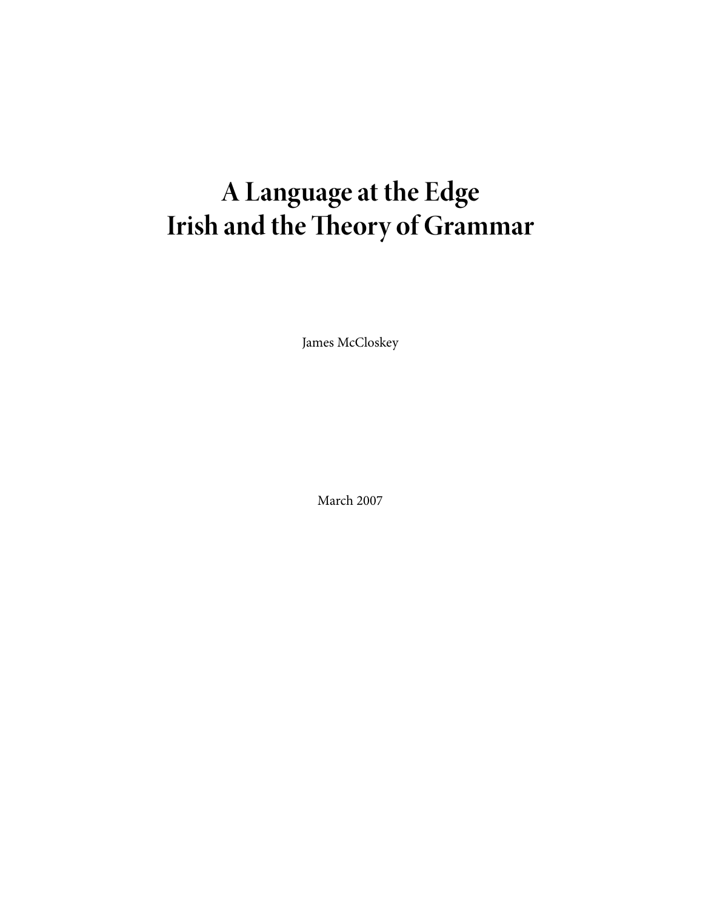# A Language at the Edge
# Irish and the Theory of Grammar

James McCloskey

March 2007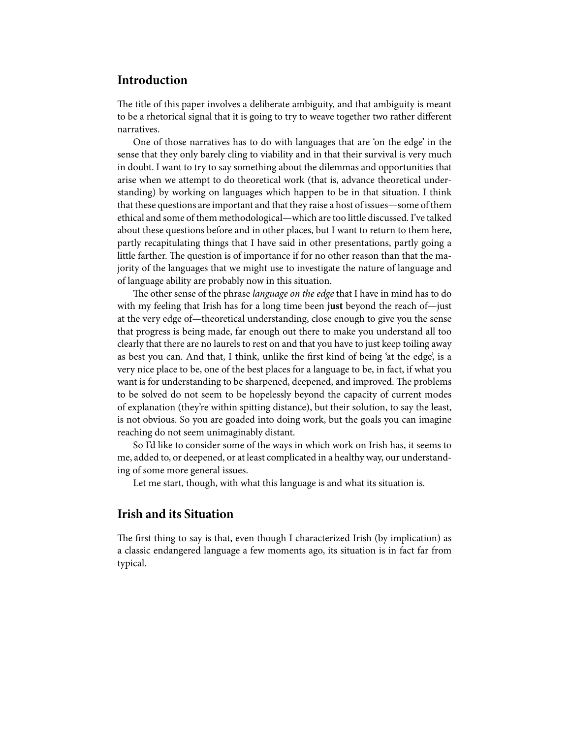## Introduction

The title of this paper involves a deliberate ambiguity, and that ambiguity is meant to be a rhetorical signal that it is going to try to weave together two rather different narratives.

One of those narratives has to do with languages that are 'on the edge' in the sense that they only barely cling to viability and in that their survival is very much in doubt. I want to try to say something about the dilemmas and opportunities that arise when we attempt to do theoretical work (that is, advance theoretical understanding) by working on languages which happen to be in that situation. I think that these questions are important and that they raise a host of issues—some of them ethical and some of them methodological—which are too little discussed. I've talked about these questions before and in other places, but I want to return to them here, partly recapitulating things that I have said in other presentations, partly going a little farther. The question is of importance if for no other reason than that the majority of the languages that we might use to investigate the nature of language and of language ability are probably now in this situation.

The other sense of the phrase *language on the edge* that I have in mind has to do with my feeling that Irish has for a long time been **just** beyond the reach of—just at the very edge of—theoretical understanding, close enough to give you the sense that progress is being made, far enough out there to make you understand all too clearly that there are no laurels to rest on and that you have to just keep toiling away as best you can. And that, I think, unlike the first kind of being 'at the edge', is a very nice place to be, one of the best places for a language to be, in fact, if what you want is for understanding to be sharpened, deepened, and improved. The problems to be solved do not seem to be hopelessly beyond the capacity of current modes of explanation (they're within spitting distance), but their solution, to say the least, is not obvious. So you are goaded into doing work, but the goals you can imagine reaching do not seem unimaginably distant.

So I'd like to consider some of the ways in which work on Irish has, it seems to me, added to, or deepened, or at least complicated in a healthy way, our understanding of some more general issues.

Let me start, though, with what this language is and what its situation is.

## Irish and its Situation

The first thing to say is that, even though I characterized Irish (by implication) as a classic endangered language a few moments ago, its situation is in fact far from typical.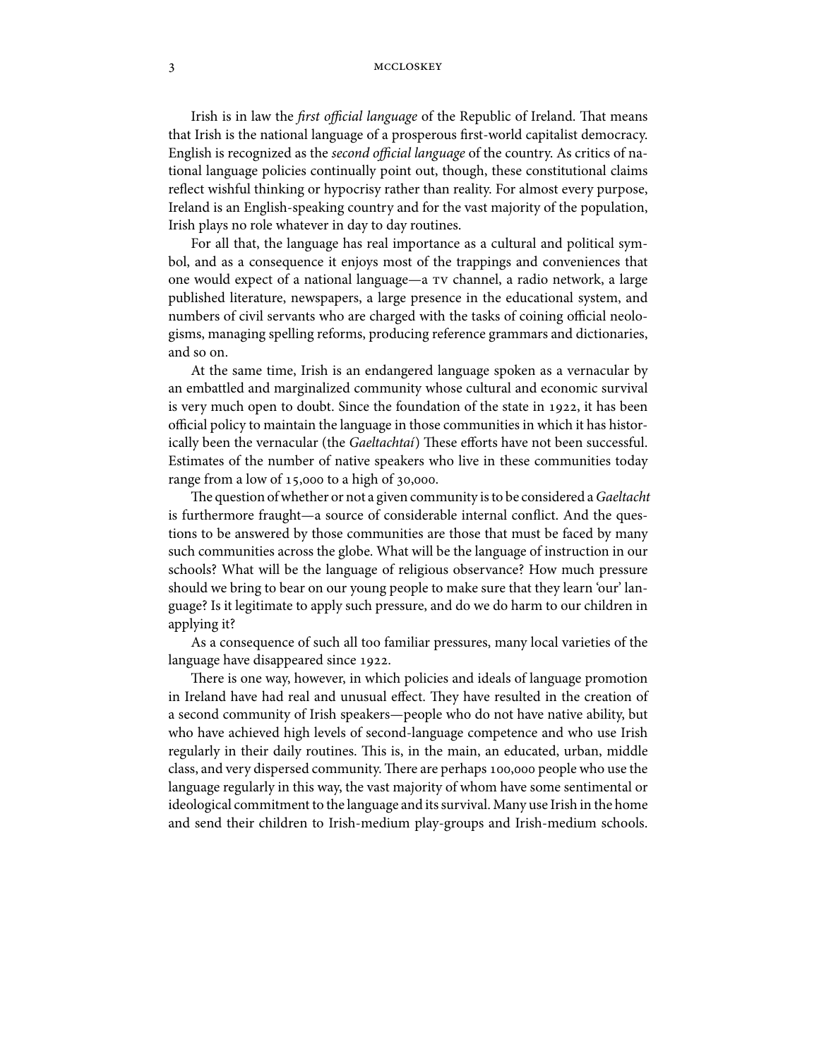Irish is in law the *first official language* of the Republic of Ireland. That means that Irish is the national language of a prosperous first-world capitalist democracy. English is recognized as the *second official language* of the country. As critics of national language policies continually point out, though, these constitutional claims reflect wishful thinking or hypocrisy rather than reality. For almost every purpose, Ireland is an English-speaking country and for the vast majority of the population, Irish plays no role whatever in day to day routines.

For all that, the language has real importance as a cultural and political symbol, and as a consequence it enjoys most of the trappings and conveniences that one would expect of a national language—a TV channel, a radio network, a large published literature, newspapers, a large presence in the educational system, and numbers of civil servants who are charged with the tasks of coining official neologisms, managing spelling reforms, producing reference grammars and dictionaries, and so on.

At the same time, Irish is an endangered language spoken as a vernacular by an embattled and marginalized community whose cultural and economic survival is very much open to doubt. Since the foundation of the state in 1922, it has been official policy to maintain the language in those communities in which it has historically been the vernacular (the *Gaeltachtaí*) These efforts have not been successful. Estimates of the number of native speakers who live in these communities today range from a low of 15,000 to a high of 30,000.

The question of whether or not a given community is to be considered a *Gaeltacht* is furthermore fraught—a source of considerable internal conflict. And the questions to be answered by those communities are those that must be faced by many such communities across the globe. What will be the language of instruction in our schools? What will be the language of religious observance? How much pressure should we bring to bear on our young people to make sure that they learn 'our' language? Is it legitimate to apply such pressure, and do we do harm to our children in applying it?

As a consequence of such all too familiar pressures, many local varieties of the language have disappeared since 1922.

There is one way, however, in which policies and ideals of language promotion in Ireland have had real and unusual effect. They have resulted in the creation of a second community of Irish speakers—people who do not have native ability, but who have achieved high levels of second-language competence and who use Irish regularly in their daily routines. This is, in the main, an educated, urban, middle class, and very dispersed community. There are perhaps 100,000 people who use the language regularly in this way, the vast majority of whom have some sentimental or ideological commitment to the language and its survival. Many use Irish in the home and send their children to Irish-medium play-groups and Irish-medium schools.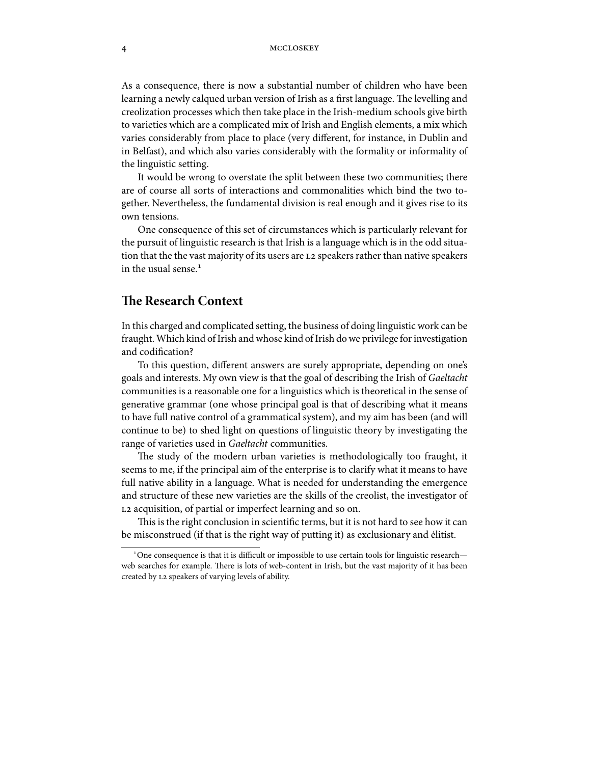As a consequence, there is now a substantial number of children who have been learning a newly calqued urban version of Irish as a first language. The levelling and creolization processes which then take place in the Irish-medium schools give birth to varieties which are a complicated mix of Irish and English elements, a mix which varies considerably from place to place (very different, for instance, in Dublin and in Belfast), and which also varies considerably with the formality or informality of the linguistic setting.

It would be wrong to overstate the split between these two communities; there are of course all sorts of interactions and commonalities which bind the two together. Nevertheless, the fundamental division is real enough and it gives rise to its own tensions.

One consequence of this set of circumstances which is particularly relevant for the pursuit of linguistic research is that Irish is a language which is in the odd situation that the the vast majority of its users are L2 speakers rather than native speakers in the usual sense.[1]

## The Research Context

In this charged and complicated setting, the business of doing linguistic work can be fraught. Which kind of Irish and whose kind of Irish do we privilege for investigation and codification?

To this question, different answers are surely appropriate, depending on one's goals and interests. My own view is that the goal of describing the Irish of *Gaeltacht* communities is a reasonable one for a linguistics which is theoretical in the sense of generative grammar (one whose principal goal is that of describing what it means to have full native control of a grammatical system), and my aim has been (and will continue to be) to shed light on questions of linguistic theory by investigating the range of varieties used in *Gaeltacht* communities.

The study of the modern urban varieties is methodologically too fraught, it seems to me, if the principal aim of the enterprise is to clarify what it means to have full native ability in a language. What is needed for understanding the emergence and structure of these new varieties are the skills of the creolist, the investigator of L2 acquisition, of partial or imperfect learning and so on.

This is the right conclusion in scientific terms, but it is not hard to see how it can be misconstrued (if that is the right way of putting it) as exclusionary and élitist.

[1] One consequence is that it is difficult or impossible to use certain tools for linguistic research—web searches for example. There is lots of web-content in Irish, but the vast majority of it has been created by L2 speakers of varying levels of ability.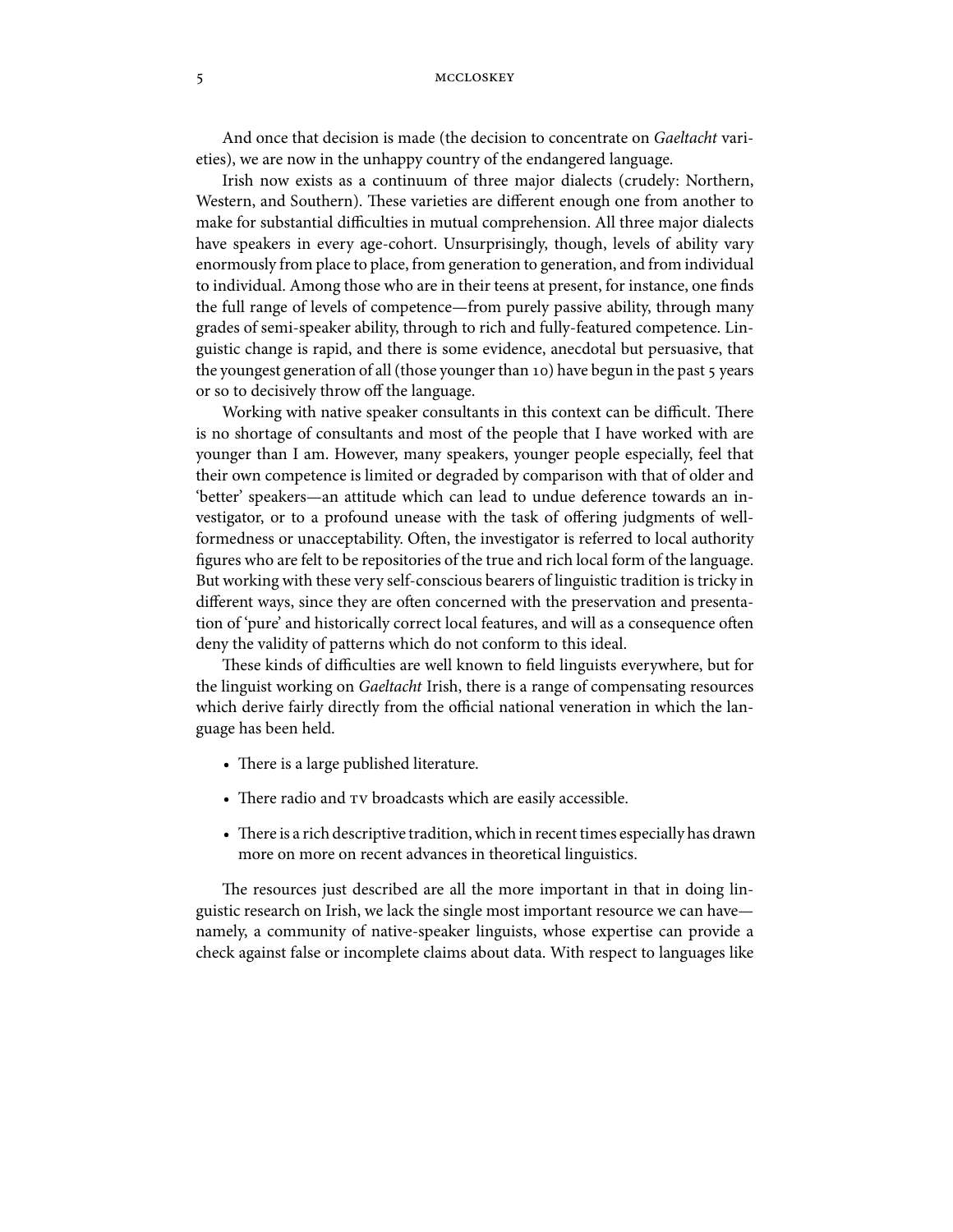And once that decision is made (the decision to concentrate on *Gaeltacht* varieties), we are now in the unhappy country of the endangered language.

Irish now exists as a continuum of three major dialects (crudely: Northern, Western, and Southern). These varieties are different enough one from another to make for substantial difficulties in mutual comprehension. All three major dialects have speakers in every age-cohort. Unsurprisingly, though, levels of ability vary enormously from place to place, from generation to generation, and from individual to individual. Among those who are in their teens at present, for instance, one finds the full range of levels of competence—from purely passive ability, through many grades of semi-speaker ability, through to rich and fully-featured competence. Linguistic change is rapid, and there is some evidence, anecdotal but persuasive, that the youngest generation of all (those younger than 10) have begun in the past 5 years or so to decisively throw off the language.

Working with native speaker consultants in this context can be difficult. There is no shortage of consultants and most of the people that I have worked with are younger than I am. However, many speakers, younger people especially, feel that their own competence is limited or degraded by comparison with that of older and 'better' speakers—an attitude which can lead to undue deference towards an investigator, or to a profound unease with the task of offering judgments of well-formedness or unacceptability. Often, the investigator is referred to local authority figures who are felt to be repositories of the true and rich local form of the language. But working with these very self-conscious bearers of linguistic tradition is tricky in different ways, since they are often concerned with the preservation and presentation of 'pure' and historically correct local features, and will as a consequence often deny the validity of patterns which do not conform to this ideal.

These kinds of difficulties are well known to field linguists everywhere, but for the linguist working on *Gaeltacht* Irish, there is a range of compensating resources which derive fairly directly from the official national veneration in which the language has been held.

- There is a large published literature.
- There radio and TV broadcasts which are easily accessible.
- There is a rich descriptive tradition, which in recent times especially has drawn more on more on recent advances in theoretical linguistics.

The resources just described are all the more important in that in doing linguistic research on Irish, we lack the single most important resource we can have—namely, a community of native-speaker linguists, whose expertise can provide a check against false or incomplete claims about data. With respect to languages like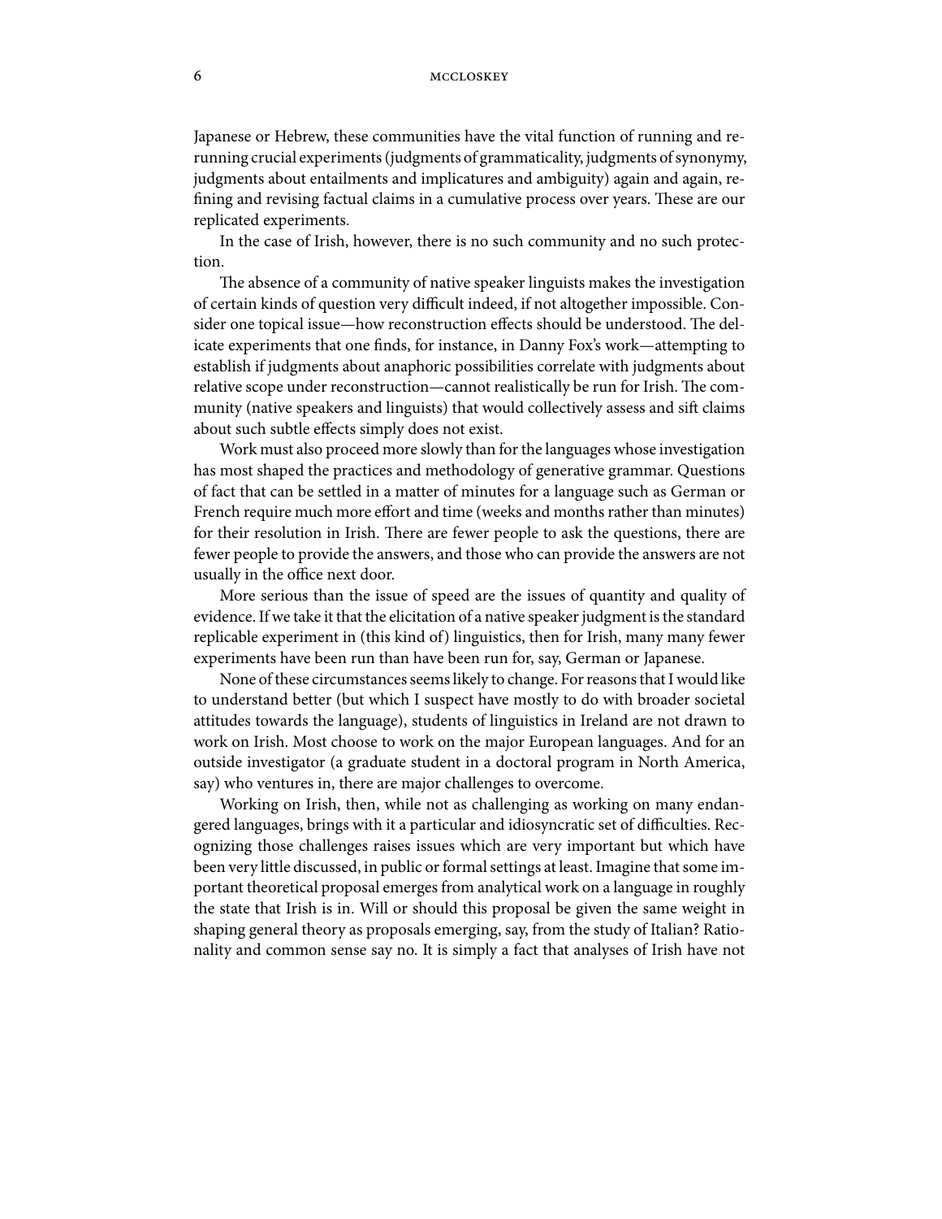Japanese or Hebrew, these communities have the vital function of running and rerunning crucial experiments (judgments of grammaticality, judgments of synonymy, judgments about entailments and implicatures and ambiguity) again and again, refining and revising factual claims in a cumulative process over years. These are our replicated experiments.

In the case of Irish, however, there is no such community and no such protection.

The absence of a community of native speaker linguists makes the investigation of certain kinds of question very difficult indeed, if not altogether impossible. Consider one topical issue—how reconstruction effects should be understood. The delicate experiments that one finds, for instance, in Danny Fox's work—attempting to establish if judgments about anaphoric possibilities correlate with judgments about relative scope under reconstruction—cannot realistically be run for Irish. The community (native speakers and linguists) that would collectively assess and sift claims about such subtle effects simply does not exist.

Work must also proceed more slowly than for the languages whose investigation has most shaped the practices and methodology of generative grammar. Questions of fact that can be settled in a matter of minutes for a language such as German or French require much more effort and time (weeks and months rather than minutes) for their resolution in Irish. There are fewer people to ask the questions, there are fewer people to provide the answers, and those who can provide the answers are not usually in the office next door.

More serious than the issue of speed are the issues of quantity and quality of evidence. If we take it that the elicitation of a native speaker judgment is the standard replicable experiment in (this kind of) linguistics, then for Irish, many many fewer experiments have been run than have been run for, say, German or Japanese.

None of these circumstances seems likely to change. For reasons that I would like to understand better (but which I suspect have mostly to do with broader societal attitudes towards the language), students of linguistics in Ireland are not drawn to work on Irish. Most choose to work on the major European languages. And for an outside investigator (a graduate student in a doctoral program in North America, say) who ventures in, there are major challenges to overcome.

Working on Irish, then, while not as challenging as working on many endangered languages, brings with it a particular and idiosyncratic set of difficulties. Recognizing those challenges raises issues which are very important but which have been very little discussed, in public or formal settings at least. Imagine that some important theoretical proposal emerges from analytical work on a language in roughly the state that Irish is in. Will or should this proposal be given the same weight in shaping general theory as proposals emerging, say, from the study of Italian? Rationality and common sense say no. It is simply a fact that analyses of Irish have not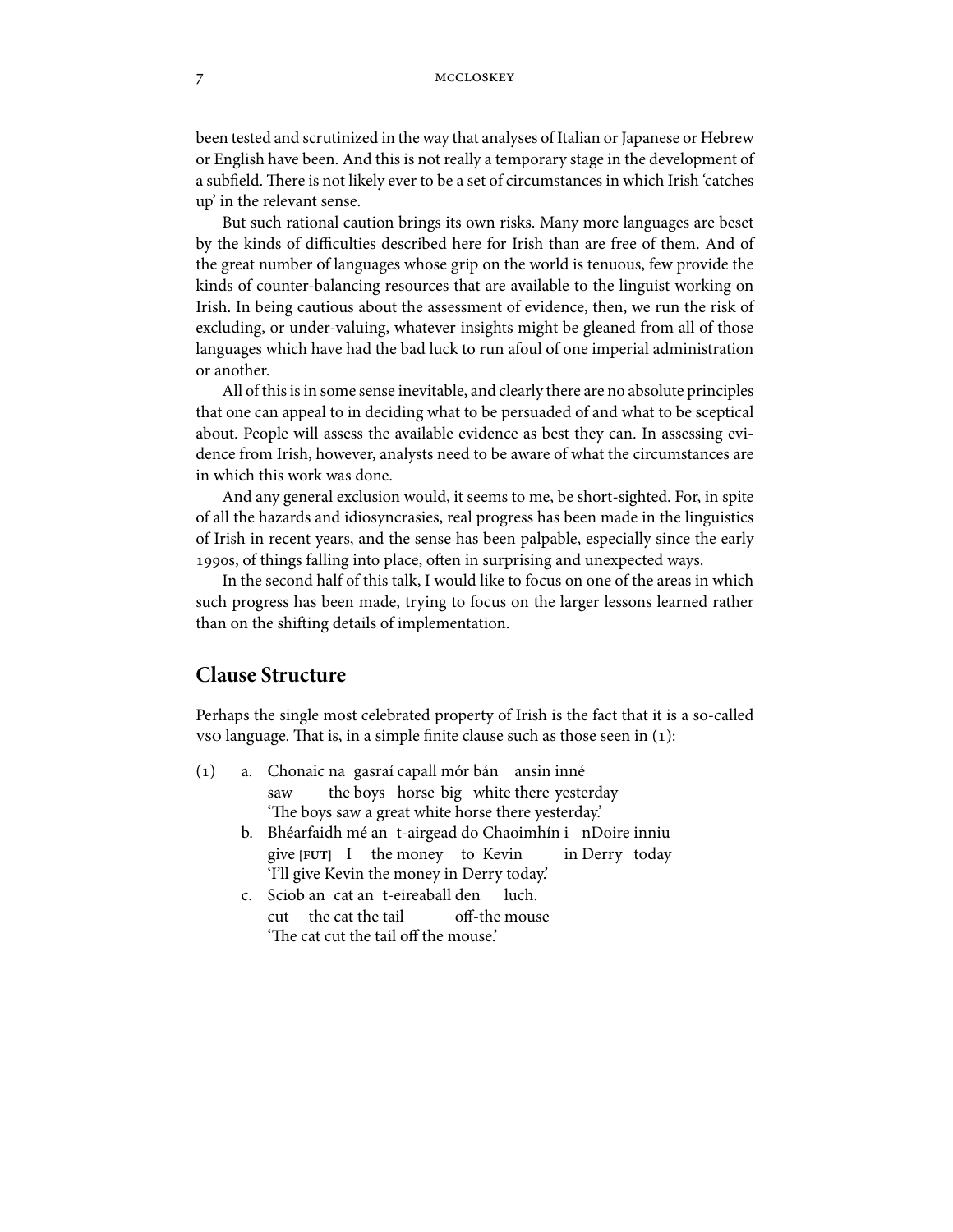been tested and scrutinized in the way that analyses of Italian or Japanese or Hebrew or English have been. And this is not really a temporary stage in the development of a subfield. There is not likely ever to be a set of circumstances in which Irish 'catches up' in the relevant sense.

But such rational caution brings its own risks. Many more languages are beset by the kinds of difficulties described here for Irish than are free of them. And of the great number of languages whose grip on the world is tenuous, few provide the kinds of counter-balancing resources that are available to the linguist working on Irish. In being cautious about the assessment of evidence, then, we run the risk of excluding, or under-valuing, whatever insights might be gleaned from all of those languages which have had the bad luck to run afoul of one imperial administration or another.

All of this is in some sense inevitable, and clearly there are no absolute principles that one can appeal to in deciding what to be persuaded of and what to be sceptical about. People will assess the available evidence as best they can. In assessing evidence from Irish, however, analysts need to be aware of what the circumstances are in which this work was done.

And any general exclusion would, it seems to me, be short-sighted. For, in spite of all the hazards and idiosyncrasies, real progress has been made in the linguistics of Irish in recent years, and the sense has been palpable, especially since the early 1990s, of things falling into place, often in surprising and unexpected ways.

In the second half of this talk, I would like to focus on one of the areas in which such progress has been made, trying to focus on the larger lessons learned rather than on the shifting details of implementation.

## Clause Structure

Perhaps the single most celebrated property of Irish is the fact that it is a so-called VSO language. That is, in a simple finite clause such as those seen in (1):

(1)
a. Chonaic na gasraí capall mór bán ansin inné
   saw the boys horse big white there yesterday
   'The boys saw a great white horse there yesterday.'
b. Bhéarfaidh mé an t-airgead do Chaoimhín i nDoire inniu
   give [FUT] I the money to Kevin in Derry today
   'I'll give Kevin the money in Derry today.'
c. Sciob an cat an t-eireaball den luch.
   cut the cat the tail off-the mouse
   'The cat cut the tail off the mouse.'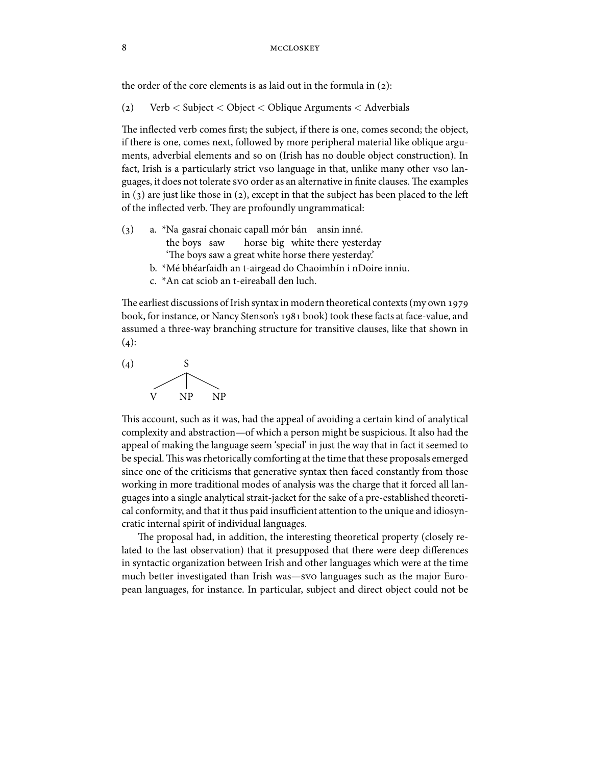the order of the core elements is as laid out in the formula in (2):

(2) Verb < Subject < Object < Oblique Arguments < Adverbials

The inflected verb comes first; the subject, if there is one, comes second; the object, if there is one, comes next, followed by more peripheral material like oblique arguments, adverbial elements and so on (Irish has no double object construction). In fact, Irish is a particularly strict VSO language in that, unlike many other VSO languages, it does not tolerate SVO order as an alternative in finite clauses. The examples in (3) are just like those in (2), except in that the subject has been placed to the left of the inflected verb. They are profoundly ungrammatical:

(3) a. *Na gasraí chonaic capall mór bán ansin inné.
   the boys saw horse big white there yesterday
   'The boys saw a great white horse there yesterday.'
b. *Mé bhéarfaidh an t-airgead do Chaoimhín i nDoire inniu.
c. *An cat sciob an t-eireaball den luch.

The earliest discussions of Irish syntax in modern theoretical contexts (my own 1979 book, for instance, or Nancy Stenson's 1981 book) took these facts at face-value, and assumed a three-way branching structure for transitive clauses, like that shown in (4):

(4)
```
      S
    / | \
   V  NP  NP
```

This account, such as it was, had the appeal of avoiding a certain kind of analytical complexity and abstraction—of which a person might be suspicious. It also had the appeal of making the language seem 'special' in just the way that in fact it seemed to be special. This was rhetorically comforting at the time that these proposals emerged since one of the criticisms that generative syntax then faced constantly from those working in more traditional modes of analysis was the charge that it forced all languages into a single analytical strait-jacket for the sake of a pre-established theoretical conformity, and that it thus paid insufficient attention to the unique and idiosyncratic internal spirit of individual languages.

The proposal had, in addition, the interesting theoretical property (closely related to the last observation) that it presupposed that there were deep differences in syntactic organization between Irish and other languages which were at the time much better investigated than Irish was—SVO languages such as the major European languages, for instance. In particular, subject and direct object could not be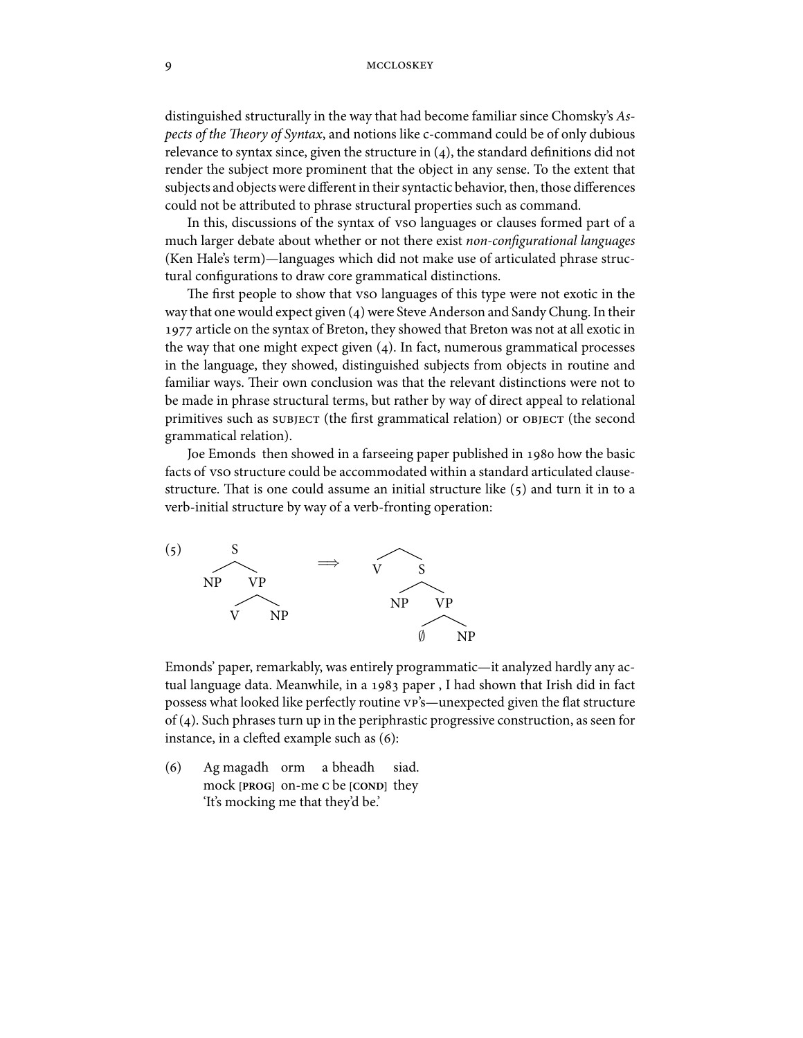distinguished structurally in the way that had become familiar since Chomsky's *Aspects of the Theory of Syntax*, and notions like c-command could be of only dubious relevance to syntax since, given the structure in (4), the standard definitions did not render the subject more prominent that the object in any sense. To the extent that subjects and objects were different in their syntactic behavior, then, those differences could not be attributed to phrase structural properties such as command.

In this, discussions of the syntax of VSO languages or clauses formed part of a much larger debate about whether or not there exist *non-configurational languages* (Ken Hale's term)—languages which did not make use of articulated phrase structural configurations to draw core grammatical distinctions.

The first people to show that VSO languages of this type were not exotic in the way that one would expect given (4) were Steve Anderson and Sandy Chung. In their 1977 article on the syntax of Breton, they showed that Breton was not at all exotic in the way that one might expect given (4). In fact, numerous grammatical processes in the language, they showed, distinguished subjects from objects in routine and familiar ways. Their own conclusion was that the relevant distinctions were not to be made in phrase structural terms, but rather by way of direct appeal to relational primitives such as SUBJECT (the first grammatical relation) or OBJECT (the second grammatical relation).

Joe Emonds then showed in a farseeing paper published in 1980 how the basic facts of VSO structure could be accommodated within a standard articulated clause-structure. That is one could assume an initial structure like (5) and turn it in to a verb-initial structure by way of a verb-fronting operation:

```
(5)        S                          
          / \            ⟹          /  \
        NP   VP                     V    S
            /  \                        / \
           V    NP                    NP   VP
                                          /  \
                                         ∅    NP
```

Emonds' paper, remarkably, was entirely programmatic—it analyzed hardly any actual language data. Meanwhile, in a 1983 paper , I had shown that Irish did in fact possess what looked like perfectly routine VP's—unexpected given the flat structure of (4). Such phrases turn up in the periphrastic progressive construction, as seen for instance, in a clefted example such as (6):

(6) Ag magadh orm a bheadh siad.
mock [**PROG**] on-me **C** be [**COND**] they
'It's mocking me that they'd be.'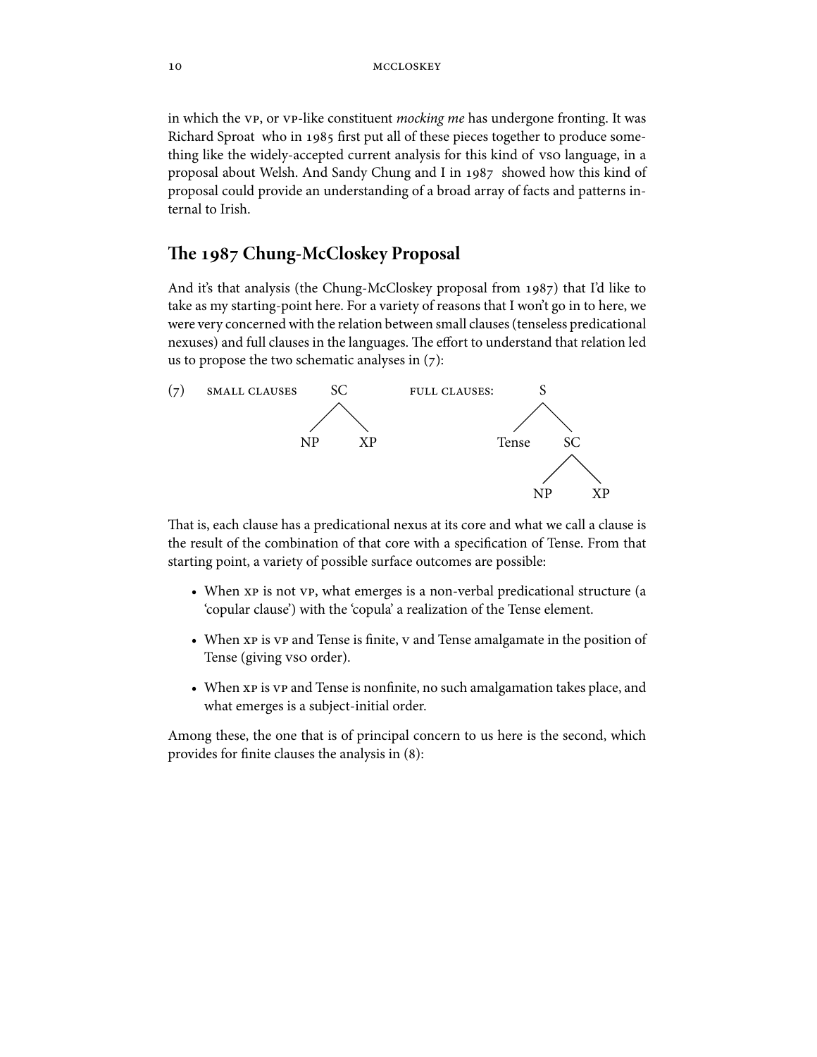in which the VP, or VP-like constituent *mocking me* has undergone fronting. It was Richard Sproat who in 1985 first put all of these pieces together to produce something like the widely-accepted current analysis for this kind of VSO language, in a proposal about Welsh. And Sandy Chung and I in 1987 showed how this kind of proposal could provide an understanding of a broad array of facts and patterns internal to Irish.

## The 1987 Chung-McCloskey Proposal

And it's that analysis (the Chung-McCloskey proposal from 1987) that I'd like to take as my starting-point here. For a variety of reasons that I won't go in to here, we were very concerned with the relation between small clauses (tenseless predicational nexuses) and full clauses in the languages. The effort to understand that relation led us to propose the two schematic analyses in (7):

(7) SMALL CLAUSES

```
     SC
    /  \
  NP    XP
```

FULL CLAUSES:

```
       S
      / \
  Tense  SC
        /  \
      NP    XP
```

That is, each clause has a predicational nexus at its core and what we call a clause is the result of the combination of that core with a specification of Tense. From that starting point, a variety of possible surface outcomes are possible:

- When XP is not VP, what emerges is a non-verbal predicational structure (a 'copular clause') with the 'copula' a realization of the Tense element.
- When XP is VP and Tense is finite, V and Tense amalgamate in the position of Tense (giving VSO order).
- When XP is VP and Tense is nonfinite, no such amalgamation takes place, and what emerges is a subject-initial order.

Among these, the one that is of principal concern to us here is the second, which provides for finite clauses the analysis in (8):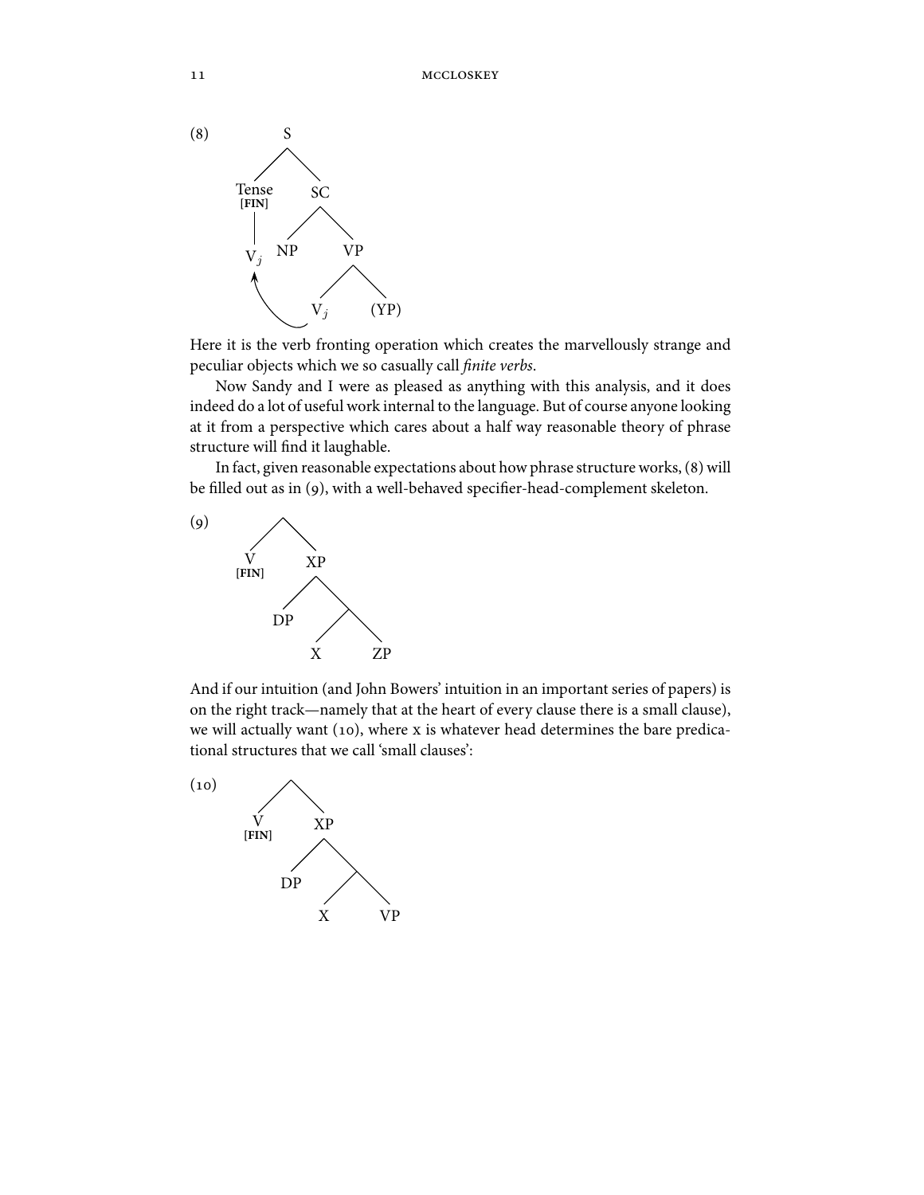(8) [Tree diagram: S → Tense [FIN] (dominating $V_j$), SC; SC → NP, VP; VP → $V_j$, (YP); arrow from lower $V_j$ to $V_j$ under Tense]

Here it is the verb fronting operation which creates the marvellously strange and peculiar objects which we so casually call *finite verbs*.

Now Sandy and I were as pleased as anything with this analysis, and it does indeed do a lot of useful work internal to the language. But of course anyone looking at it from a perspective which cares about a half way reasonable theory of phrase structure will find it laughable.

In fact, given reasonable expectations about how phrase structure works, (8) will be filled out as in (9), with a well-behaved specifier-head-complement skeleton.

(9) [Tree diagram: V [FIN], XP; XP → DP, [X, ZP]]

And if our intuition (and John Bowers' intuition in an important series of papers) is on the right track—namely that at the heart of every clause there is a small clause), we will actually want (10), where X is whatever head determines the bare predicational structures that we call 'small clauses':

(10) [Tree diagram: V [FIN], XP; XP → DP, [X, VP]]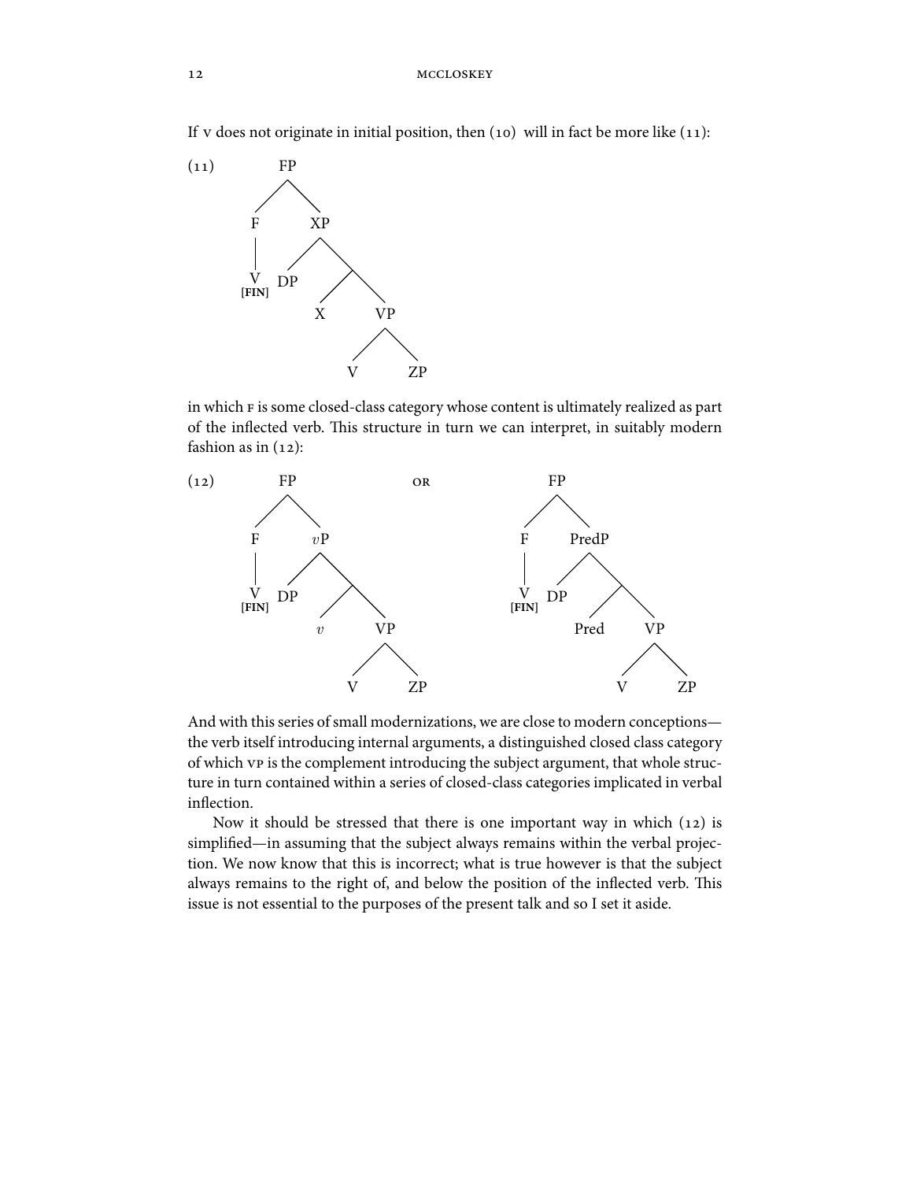If V does not originate in initial position, then (10) will in fact be more like (11):

(11)

```
        FP
       /  \
      F    XP
      |   /  \
      V  DP   \
   [FIN]     /  \
            X    VP
                /  \
               V    ZP
```

in which F is some closed-class category whose content is ultimately realized as part of the inflected verb. This structure in turn we can interpret, in suitably modern fashion as in (12):

(12)

```
        FP                          FP
       /  \                        /  \
      F    vP         OR          F    PredP
      |   /  \                    |   /  \
      V  DP   \                   V  DP   \
   [FIN]     /  \              [FIN]     /  \
            v    VP                   Pred   VP
                /  \                        /  \
               V    ZP                     V    ZP
```

And with this series of small modernizations, we are close to modern conceptions—the verb itself introducing internal arguments, a distinguished closed class category of which VP is the complement introducing the subject argument, that whole structure in turn contained within a series of closed-class categories implicated in verbal inflection.

Now it should be stressed that there is one important way in which (12) is simplified—in assuming that the subject always remains within the verbal projection. We now know that this is incorrect; what is true however is that the subject always remains to the right of, and below the position of the inflected verb. This issue is not essential to the purposes of the present talk and so I set it aside.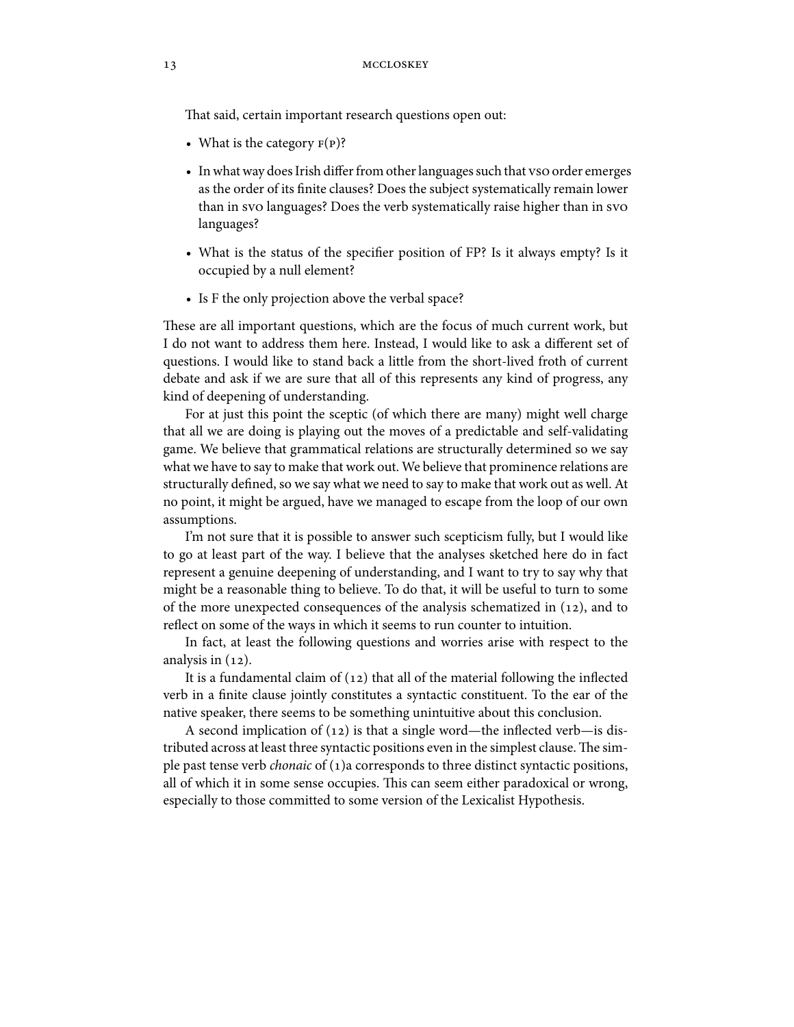That said, certain important research questions open out:

- What is the category F(P)?
- In what way does Irish differ from other languages such that VSO order emerges as the order of its finite clauses? Does the subject systematically remain lower than in SVO languages? Does the verb systematically raise higher than in SVO languages?
- What is the status of the specifier position of FP? Is it always empty? Is it occupied by a null element?
- Is F the only projection above the verbal space?

These are all important questions, which are the focus of much current work, but I do not want to address them here. Instead, I would like to ask a different set of questions. I would like to stand back a little from the short-lived froth of current debate and ask if we are sure that all of this represents any kind of progress, any kind of deepening of understanding.

For at just this point the sceptic (of which there are many) might well charge that all we are doing is playing out the moves of a predictable and self-validating game. We believe that grammatical relations are structurally determined so we say what we have to say to make that work out. We believe that prominence relations are structurally defined, so we say what we need to say to make that work out as well. At no point, it might be argued, have we managed to escape from the loop of our own assumptions.

I'm not sure that it is possible to answer such scepticism fully, but I would like to go at least part of the way. I believe that the analyses sketched here do in fact represent a genuine deepening of understanding, and I want to try to say why that might be a reasonable thing to believe. To do that, it will be useful to turn to some of the more unexpected consequences of the analysis schematized in (12), and to reflect on some of the ways in which it seems to run counter to intuition.

In fact, at least the following questions and worries arise with respect to the analysis in (12).

It is a fundamental claim of (12) that all of the material following the inflected verb in a finite clause jointly constitutes a syntactic constituent. To the ear of the native speaker, there seems to be something unintuitive about this conclusion.

A second implication of (12) is that a single word—the inflected verb—is distributed across at least three syntactic positions even in the simplest clause. The simple past tense verb *chonaic* of (1)a corresponds to three distinct syntactic positions, all of which it in some sense occupies. This can seem either paradoxical or wrong, especially to those committed to some version of the Lexicalist Hypothesis.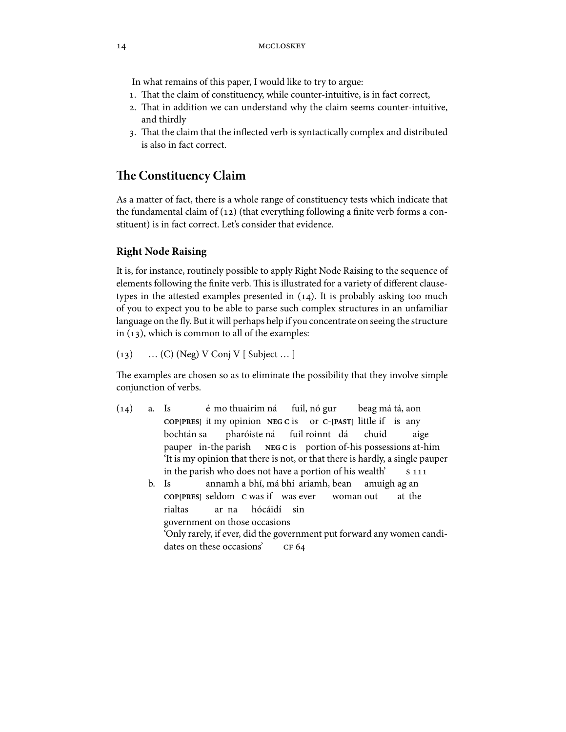In what remains of this paper, I would like to try to argue:

1. That the claim of constituency, while counter-intuitive, is in fact correct,
2. That in addition we can understand why the claim seems counter-intuitive, and thirdly
3. That the claim that the inflected verb is syntactically complex and distributed is also in fact correct.

## The Constituency Claim

As a matter of fact, there is a whole range of constituency tests which indicate that the fundamental claim of (12) (that everything following a finite verb forms a constituent) is in fact correct. Let's consider that evidence.

### Right Node Raising

It is, for instance, routinely possible to apply Right Node Raising to the sequence of elements following the finite verb. This is illustrated for a variety of different clause-types in the attested examples presented in (14). It is probably asking too much of you to expect you to be able to parse such complex structures in an unfamiliar language on the fly. But it will perhaps help if you concentrate on seeing the structure in (13), which is common to all of the examples:

(13) … (C) (Neg) V Conj V [ Subject … ]

The examples are chosen so as to eliminate the possibility that they involve simple conjunction of verbs.

(14) a. Is é mo thuairim ná fuil, nó gur beag má tá, aon bochtán sa pharóiste ná fuil roinnt dá chuid aige
COP[PRES] it my opinion NEG C is or C-[PAST] little if is any pauper in-the parish NEG C is portion of-his possessions at-him
'It is my opinion that there is not, or that there is hardly, a single pauper in the parish who does not have a portion of his wealth' S 111

b. Is annamh a bhí, má bhí ariamh, bean amuigh ag an rialtas ar na hócáidí sin
COP[PRES] seldom C was if was ever woman out at the government on those occasions
'Only rarely, if ever, did the government put forward any women candidates on these occasions' CF 64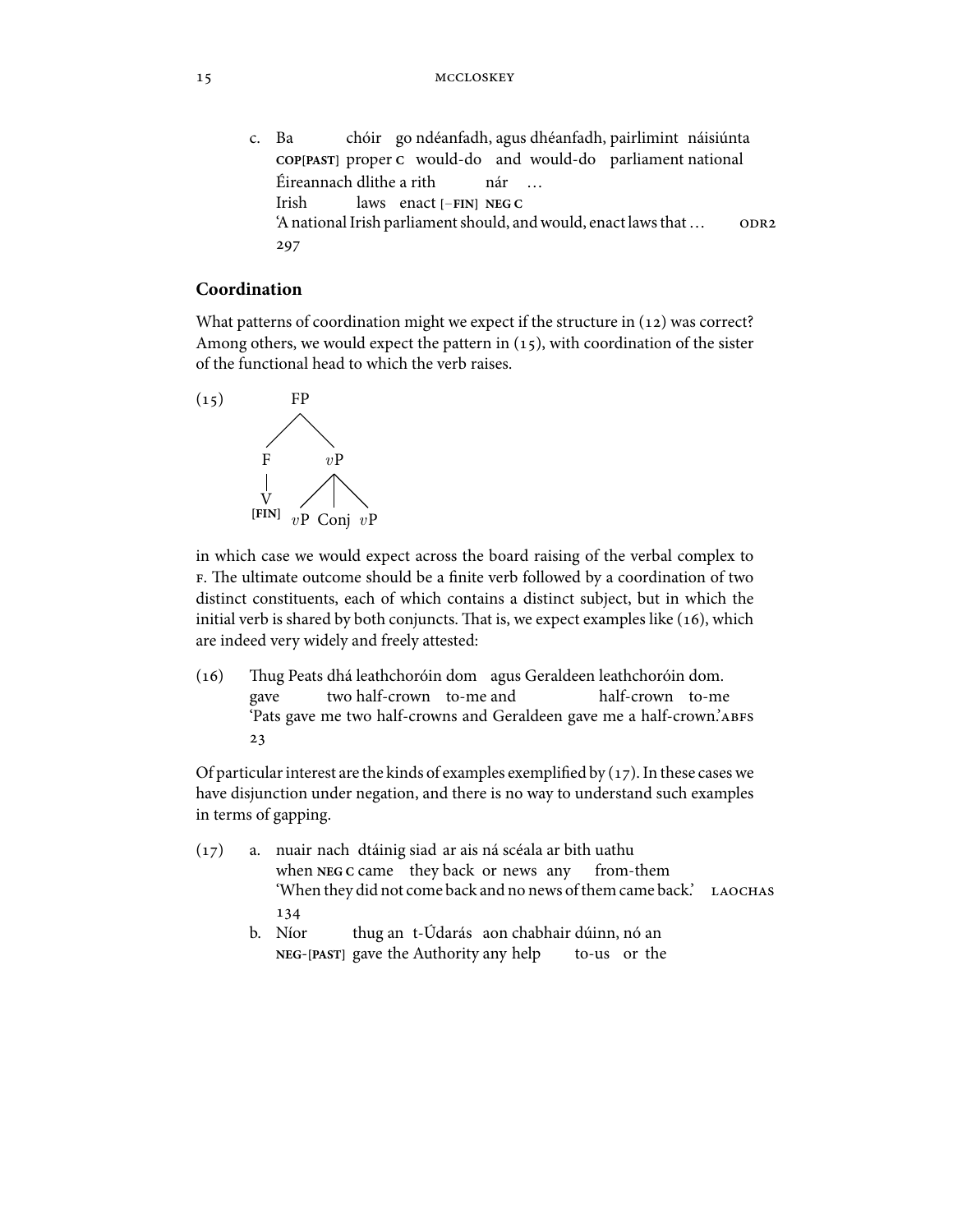c. Ba chóir go ndéanfadh, agus dhéanfadh, pairlimint náisiúnta
   COP[PAST] proper C would-do and would-do parliament national
   Éireannach dlithe a rith nár …
   Irish laws enact [−FIN] NEG C
   'A national Irish parliament should, and would, enact laws that … ODR2 297

## Coordination

What patterns of coordination might we expect if the structure in (12) was correct? Among others, we would expect the pattern in (15), with coordination of the sister of the functional head to which the verb raises.

(15)

```
        FP
       /  \
      F    vP
      |   / | \
      V  vP Conj vP
   [FIN]
```

in which case we would expect across the board raising of the verbal complex to F. The ultimate outcome should be a finite verb followed by a coordination of two distinct constituents, each of which contains a distinct subject, but in which the initial verb is shared by both conjuncts. That is, we expect examples like (16), which are indeed very widely and freely attested:

(16) Thug Peats dhá leathchoróin dom agus Geraldeen leathchoróin dom.
     gave two half-crown to-me and half-crown to-me
     'Pats gave me two half-crowns and Geraldeen gave me a half-crown.' ABFS 23

Of particular interest are the kinds of examples exemplified by (17). In these cases we have disjunction under negation, and there is no way to understand such examples in terms of gapping.

(17) a. nuair nach dtáinig siad ar ais ná scéala ar bith uathu
        when NEG C came they back or news any from-them
        'When they did not come back and no news of them came back.' LAOCHAS 134

     b. Níor thug an t-Údarás aon chabhair dúinn, nó an
        NEG-[PAST] gave the Authority any help to-us or the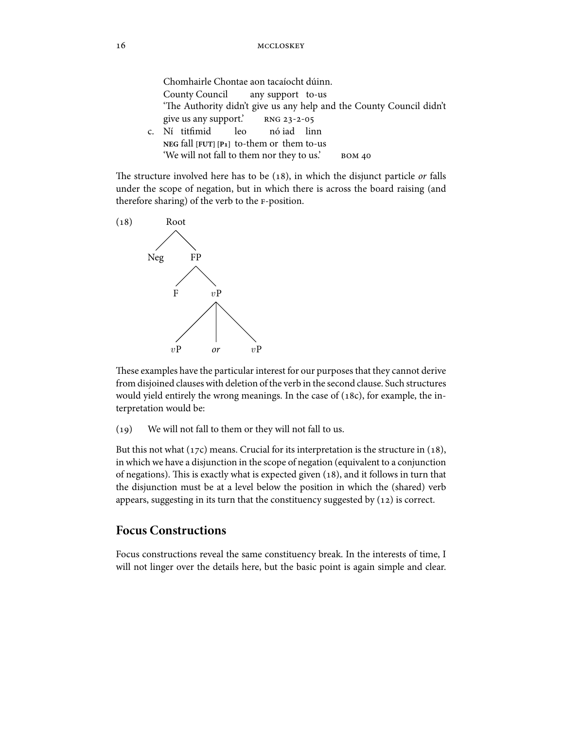Chomhairle Chontae aon tacaíocht dúinn.
County Council any support to-us
'The Authority didn't give us any help and the County Council didn't give us any support.' RNG 23-2-05

c. Ní titfimid leo nó iad linn
**NEG** fall **[FUT] [P1]** to-them or them to-us
'We will not fall to them nor they to us.' BOM 40

The structure involved here has to be (18), in which the disjunct particle *or* falls under the scope of negation, but in which there is across the board raising (and therefore sharing) of the verb to the F-position.

(18)

```
Root
├── Neg
└── FP
    ├── F
    └── vP
        ├── vP
        ├── or
        └── vP
```

These examples have the particular interest for our purposes that they cannot derive from disjoined clauses with deletion of the verb in the second clause. Such structures would yield entirely the wrong meanings. In the case of (18c), for example, the interpretation would be:

(19) We will not fall to them or they will not fall to us.

But this not what (17c) means. Crucial for its interpretation is the structure in (18), in which we have a disjunction in the scope of negation (equivalent to a conjunction of negations). This is exactly what is expected given (18), and it follows in turn that the disjunction must be at a level below the position in which the (shared) verb appears, suggesting in its turn that the constituency suggested by (12) is correct.

## Focus Constructions

Focus constructions reveal the same constituency break. In the interests of time, I will not linger over the details here, but the basic point is again simple and clear.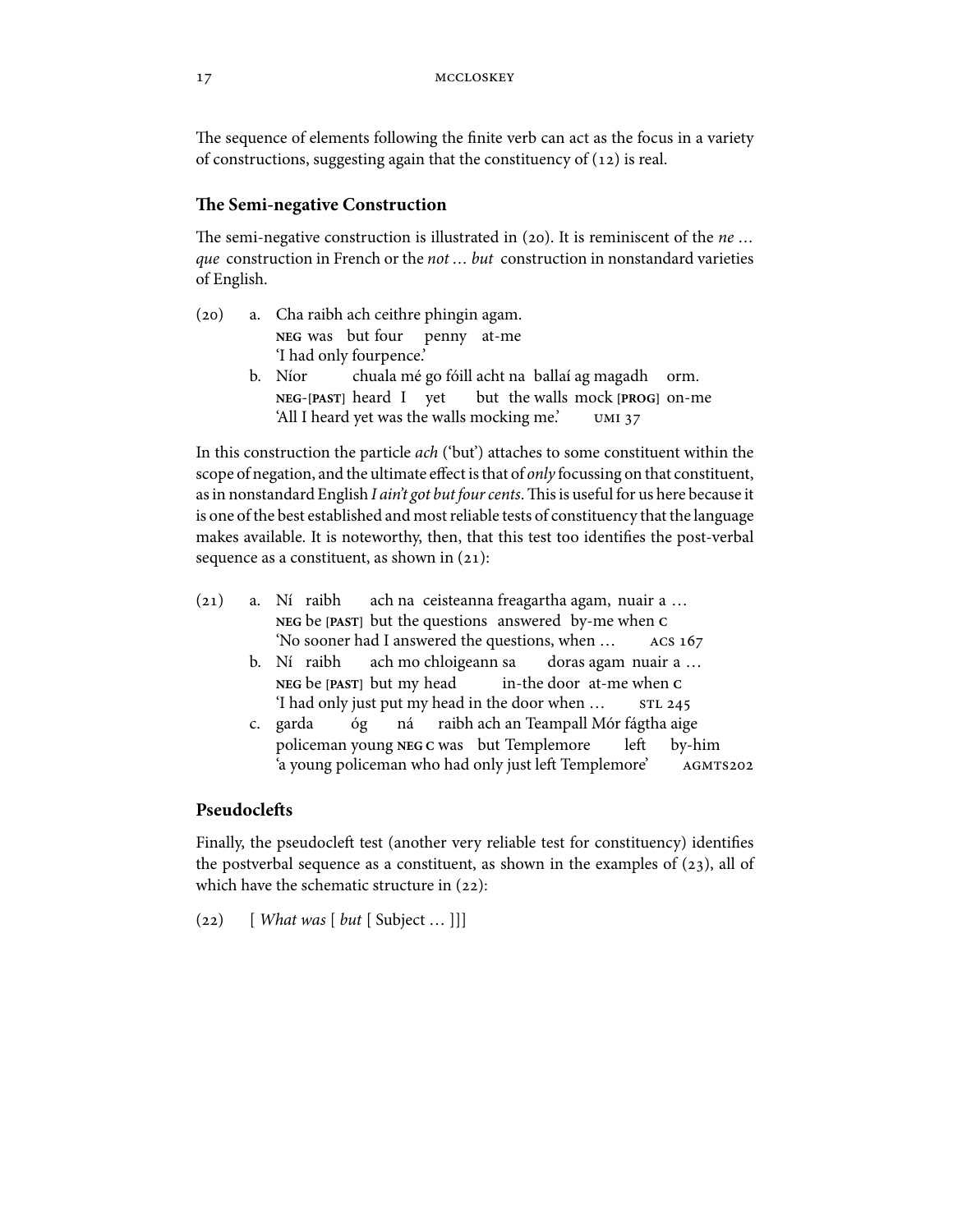The sequence of elements following the finite verb can act as the focus in a variety of constructions, suggesting again that the constituency of (12) is real.

## The Semi-negative Construction

The semi-negative construction is illustrated in (20). It is reminiscent of the *ne … que* construction in French or the *not … but* construction in nonstandard varieties of English.

(20) a. Cha raibh ach ceithre phingin agam.
  NEG was but four penny at-me
  'I had only fourpence.'

 b. Níor chuala mé go fóill acht na ballaí ag magadh orm.
  NEG-[PAST] heard I yet but the walls mock [PROG] on-me
  'All I heard yet was the walls mocking me.' UMI 37

In this construction the particle *ach* ('but') attaches to some constituent within the scope of negation, and the ultimate effect is that of *only* focussing on that constituent, as in nonstandard English *I ain't got but four cents*. This is useful for us here because it is one of the best established and most reliable tests of constituency that the language makes available. It is noteworthy, then, that this test too identifies the post-verbal sequence as a constituent, as shown in (21):

(21) a. Ní raibh ach na ceisteanna freagartha agam, nuair a …
  NEG be [PAST] but the questions answered by-me when C
  'No sooner had I answered the questions, when … ACS 167

 b. Ní raibh ach mo chloigeann sa doras agam nuair a …
  NEG be [PAST] but my head in-the door at-me when C
  'I had only just put my head in the door when … STL 245

 c. garda óg ná raibh ach an Teampall Mór fágtha aige
  policeman young NEG C was but Templemore left by-him
  'a young policeman who had only just left Templemore' AGMTS202

## Pseudoclefts

Finally, the pseudocleft test (another very reliable test for constituency) identifies the postverbal sequence as a constituent, as shown in the examples of (23), all of which have the schematic structure in (22):

(22) [ *What was* [ *but* [ Subject … ]]]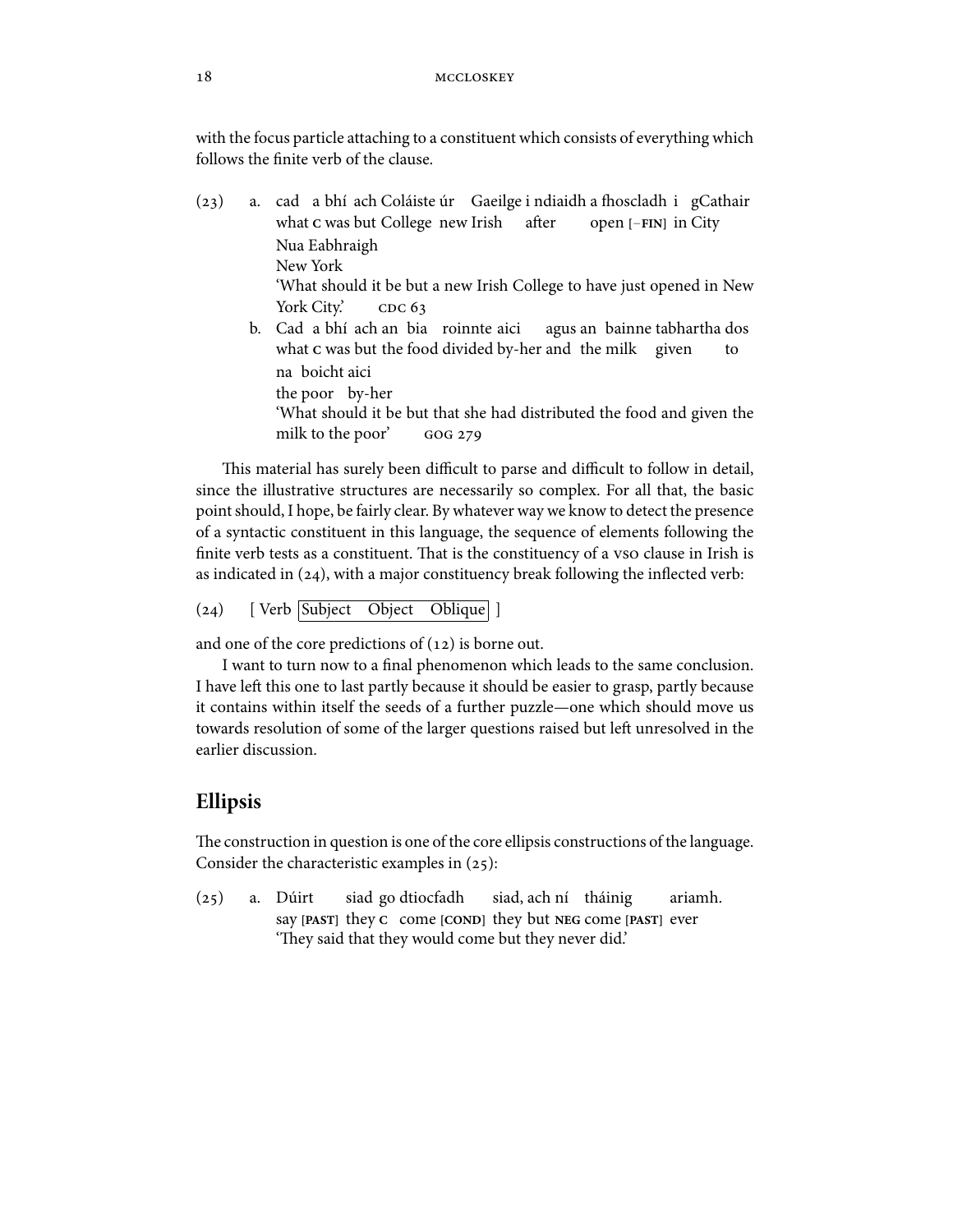with the focus particle attaching to a constituent which consists of everything which follows the finite verb of the clause.

(23) a. cad a bhí ach Coláiste úr Gaeilge i ndiaidh a fhoscladh i gCathair Nua Eabhraigh
what C was but College new Irish after open [−FIN] in City New York
'What should it be but a new Irish College to have just opened in New York City.' CDC 63

b. Cad a bhí ach an bia roinnte aici agus an bainne tabhartha dos na boicht aici
what C was but the food divided by-her and the milk given to the poor by-her
'What should it be but that she had distributed the food and given the milk to the poor' GOG 279

This material has surely been difficult to parse and difficult to follow in detail, since the illustrative structures are necessarily so complex. For all that, the basic point should, I hope, be fairly clear. By whatever way we know to detect the presence of a syntactic constituent in this language, the sequence of elements following the finite verb tests as a constituent. That is the constituency of a VSO clause in Irish is as indicated in (24), with a major constituency break following the inflected verb:

(24) [ Verb [Subject Object Oblique] ]

and one of the core predictions of (12) is borne out.

I want to turn now to a final phenomenon which leads to the same conclusion. I have left this one to last partly because it should be easier to grasp, partly because it contains within itself the seeds of a further puzzle—one which should move us towards resolution of some of the larger questions raised but left unresolved in the earlier discussion.

## Ellipsis

The construction in question is one of the core ellipsis constructions of the language. Consider the characteristic examples in (25):

(25) a. Dúirt siad go dtiocfadh siad, ach ní tháinig ariamh.
say [PAST] they C come [COND] they but NEG come [PAST] ever
'They said that they would come but they never did.'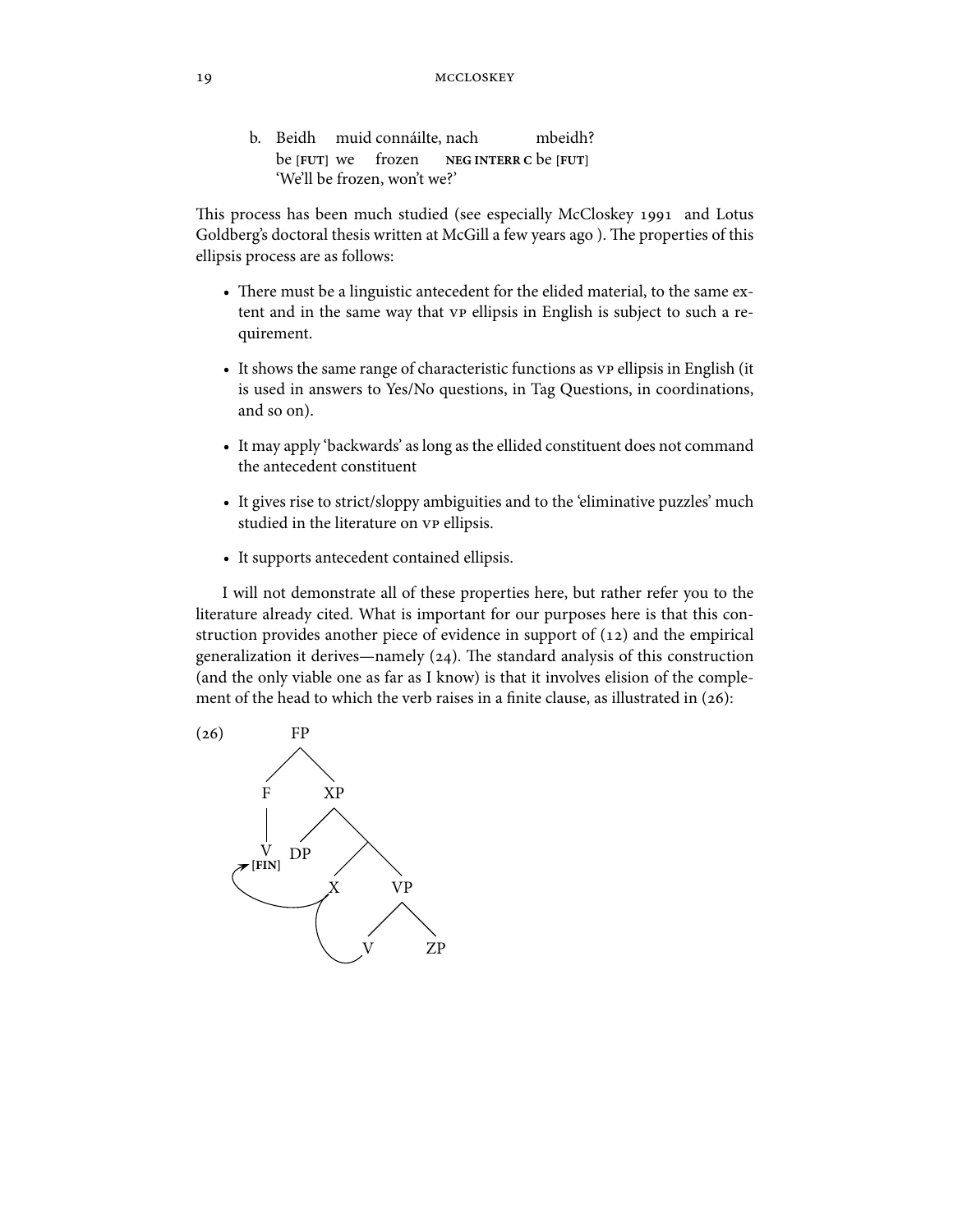b. Beidh muid connáilte, nach mbeidh?
   be [FUT] we frozen **NEG INTERR C** be [FUT]
   'We'll be frozen, won't we?'

This process has been much studied (see especially McCloskey 1991 and Lotus Goldberg's doctoral thesis written at McGill a few years ago ). The properties of this ellipsis process are as follows:

- There must be a linguistic antecedent for the elided material, to the same extent and in the same way that VP ellipsis in English is subject to such a requirement.
- It shows the same range of characteristic functions as VP ellipsis in English (it is used in answers to Yes/No questions, in Tag Questions, in coordinations, and so on).
- It may apply 'backwards' as long as the ellided constituent does not command the antecedent constituent
- It gives rise to strict/sloppy ambiguities and to the 'eliminative puzzles' much studied in the literature on VP ellipsis.
- It supports antecedent contained ellipsis.

I will not demonstrate all of these properties here, but rather refer you to the literature already cited. What is important for our purposes here is that this construction provides another piece of evidence in support of (12) and the empirical generalization it derives—namely (24). The standard analysis of this construction (and the only viable one as far as I know) is that it involves elision of the complement of the head to which the verb raises in a finite clause, as illustrated in (26):

(26)

```
        FP
       /  \
      F    XP
      |   /  \
      V  DP   \
    [FIN]    /  \
            X    VP
                /  \
               V    ZP
```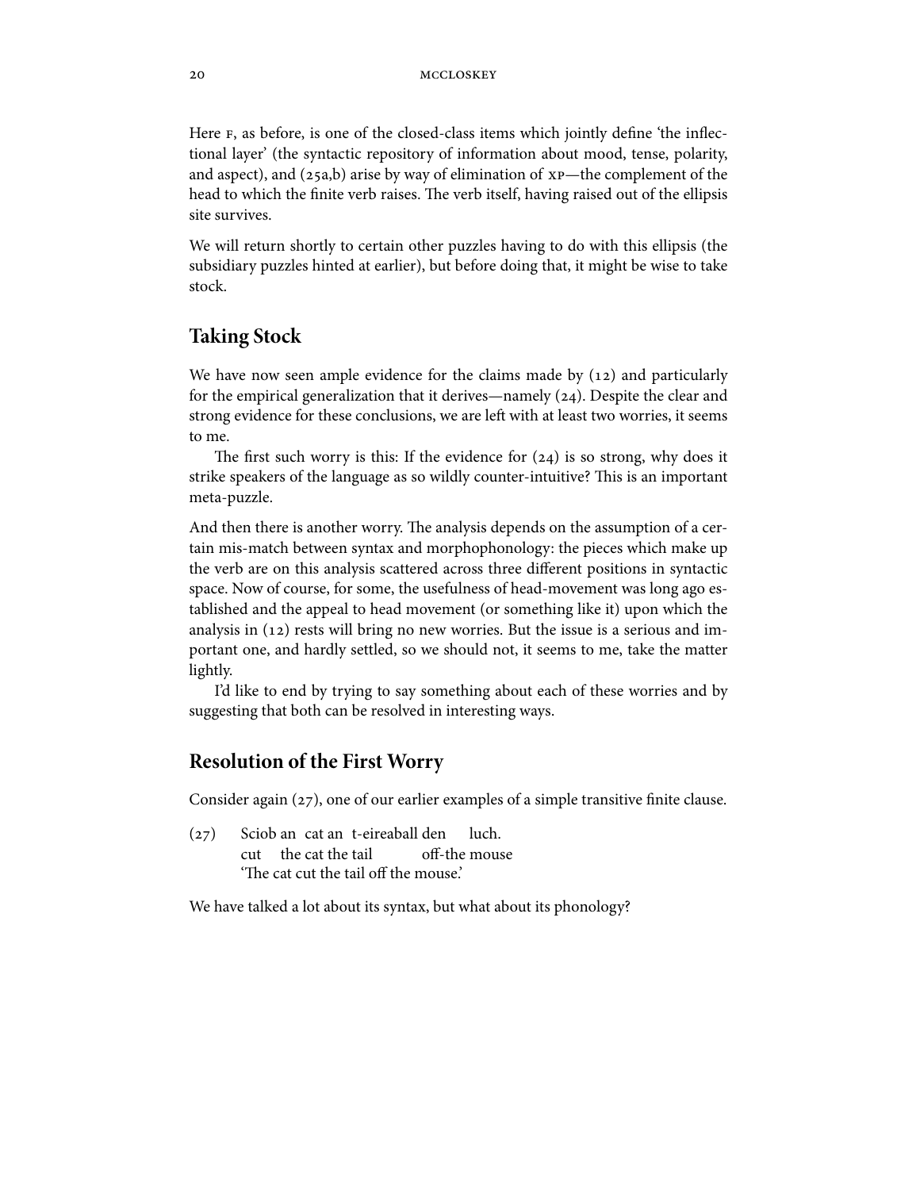Here F, as before, is one of the closed-class items which jointly define 'the inflectional layer' (the syntactic repository of information about mood, tense, polarity, and aspect), and (25a,b) arise by way of elimination of XP—the complement of the head to which the finite verb raises. The verb itself, having raised out of the ellipsis site survives.

We will return shortly to certain other puzzles having to do with this ellipsis (the subsidiary puzzles hinted at earlier), but before doing that, it might be wise to take stock.

## Taking Stock

We have now seen ample evidence for the claims made by (12) and particularly for the empirical generalization that it derives—namely (24). Despite the clear and strong evidence for these conclusions, we are left with at least two worries, it seems to me.

The first such worry is this: If the evidence for (24) is so strong, why does it strike speakers of the language as so wildly counter-intuitive? This is an important meta-puzzle.

And then there is another worry. The analysis depends on the assumption of a certain mis-match between syntax and morphophonology: the pieces which make up the verb are on this analysis scattered across three different positions in syntactic space. Now of course, for some, the usefulness of head-movement was long ago established and the appeal to head movement (or something like it) upon which the analysis in (12) rests will bring no new worries. But the issue is a serious and important one, and hardly settled, so we should not, it seems to me, take the matter lightly.

I'd like to end by trying to say something about each of these worries and by suggesting that both can be resolved in interesting ways.

## Resolution of the First Worry

Consider again (27), one of our earlier examples of a simple transitive finite clause.

(27) Sciob an cat an t-eireaball den luch.
cut the cat the tail off-the mouse
'The cat cut the tail off the mouse.'

We have talked a lot about its syntax, but what about its phonology?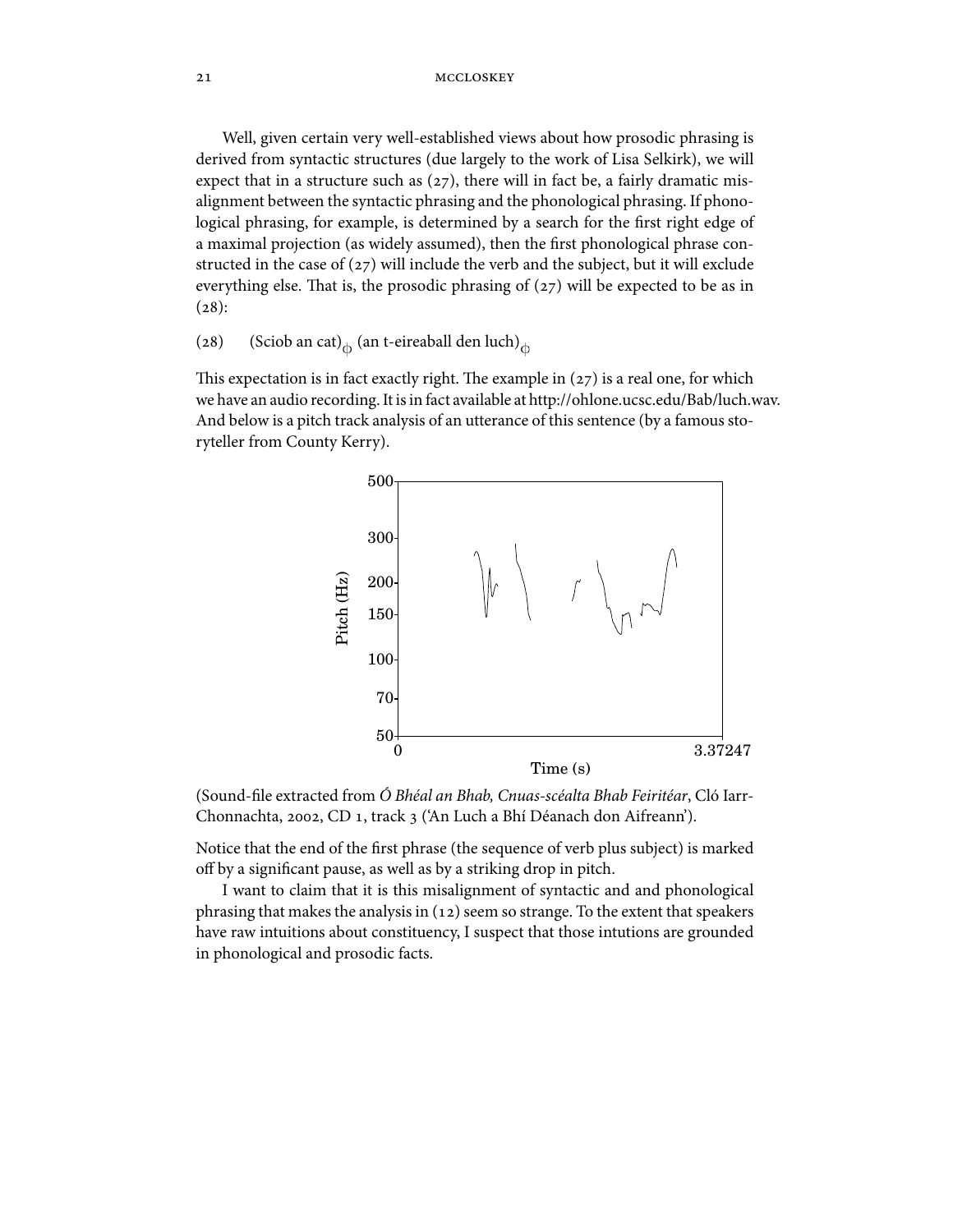Well, given certain very well-established views about how prosodic phrasing is derived from syntactic structures (due largely to the work of Lisa Selkirk), we will expect that in a structure such as (27), there will in fact be, a fairly dramatic misalignment between the syntactic phrasing and the phonological phrasing. If phonological phrasing, for example, is determined by a search for the first right edge of a maximal projection (as widely assumed), then the first phonological phrase constructed in the case of (27) will include the verb and the subject, but it will exclude everything else. That is, the prosodic phrasing of (27) will be expected to be as in (28):

(28) (Sciob an cat)$_{\phi}$ (an t-eireaball den luch)$_{\phi}$

This expectation is in fact exactly right. The example in (27) is a real one, for which we have an audio recording. It is in fact available at http://ohlone.ucsc.edu/Bab/luch.wav. And below is a pitch track analysis of an utterance of this sentence (by a famous storyteller from County Kerry).

(Sound-file extracted from *Ó Bhéal an Bhab, Cnuas-scéalta Bhab Feiritéar*, Cló Iarr-Chonnachta, 2002, CD 1, track 3 ('An Luch a Bhí Déanach don Aifreann').

Notice that the end of the first phrase (the sequence of verb plus subject) is marked off by a significant pause, as well as by a striking drop in pitch.

I want to claim that it is this misalignment of syntactic and and phonological phrasing that makes the analysis in (12) seem so strange. To the extent that speakers have raw intuitions about constituency, I suspect that those intutions are grounded in phonological and prosodic facts.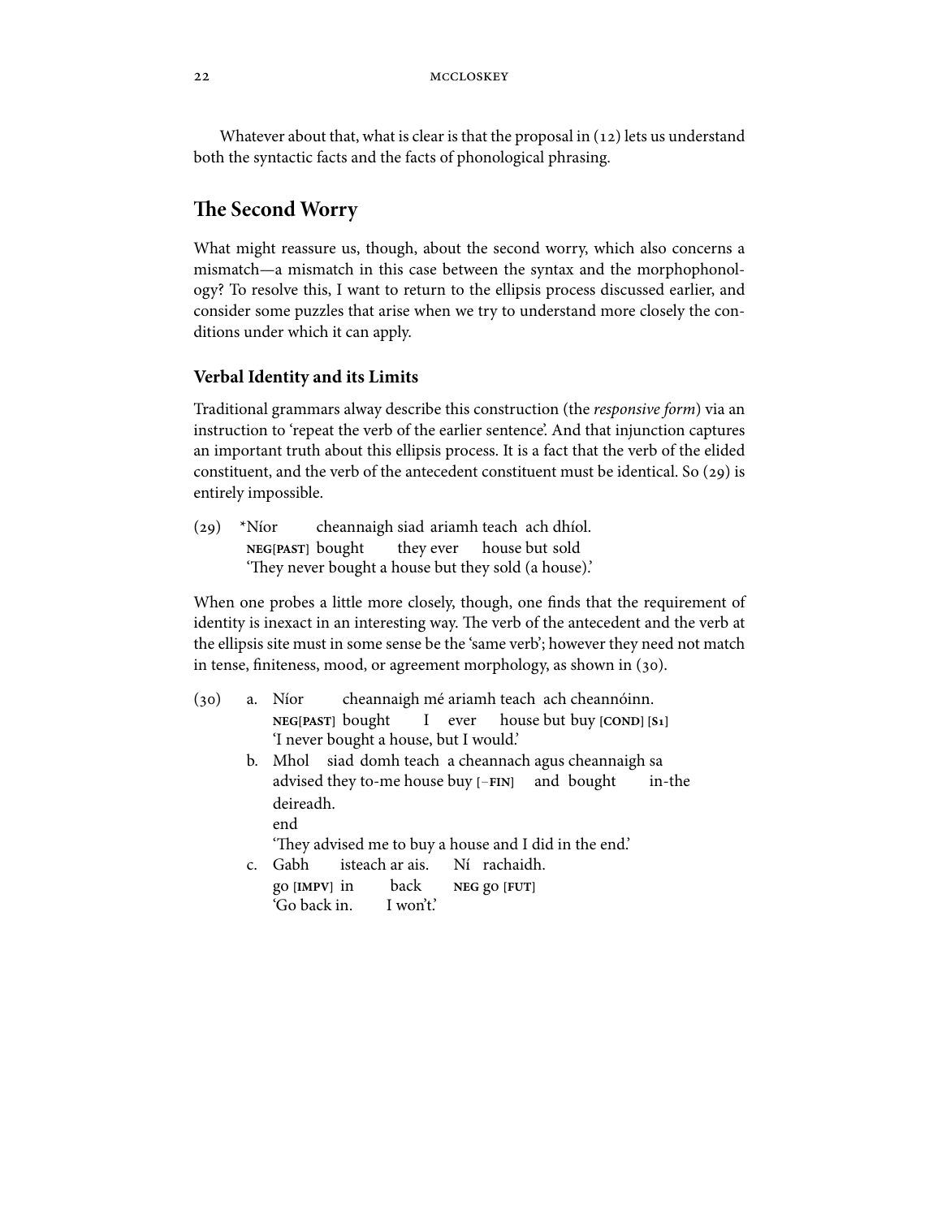Whatever about that, what is clear is that the proposal in (12) lets us understand both the syntactic facts and the facts of phonological phrasing.

## The Second Worry

What might reassure us, though, about the second worry, which also concerns a mismatch—a mismatch in this case between the syntax and the morphophonology? To resolve this, I want to return to the ellipsis process discussed earlier, and consider some puzzles that arise when we try to understand more closely the conditions under which it can apply.

### Verbal Identity and its Limits

Traditional grammars alway describe this construction (the *responsive form*) via an instruction to 'repeat the verb of the earlier sentence'. And that injunction captures an important truth about this ellipsis process. It is a fact that the verb of the elided constituent, and the verb of the antecedent constituent must be identical. So (29) is entirely impossible.

(29) *Níor cheannaigh siad ariamh teach ach dhíol.
 **NEG[PAST]** bought they ever house but sold
 'They never bought a house but they sold (a house).'

When one probes a little more closely, though, one finds that the requirement of identity is inexact in an interesting way. The verb of the antecedent and the verb at the ellipsis site must in some sense be the 'same verb'; however they need not match in tense, finiteness, mood, or agreement morphology, as shown in (30).

(30) a. Níor cheannaigh mé ariamh teach ach cheannóinn.
 **NEG[PAST]** bought I ever house but buy **[COND] [S1]**
 'I never bought a house, but I would.'

 b. Mhol siad domh teach a cheannach agus cheannaigh sa deireadh.
 advised they to-me house buy **[−FIN]** and bought in-the end
 'They advised me to buy a house and I did in the end.'

 c. Gabh isteach ar ais. Ní rachaidh.
 go **[IMPV]** in back **NEG** go **[FUT]**
 'Go back in. I won't.'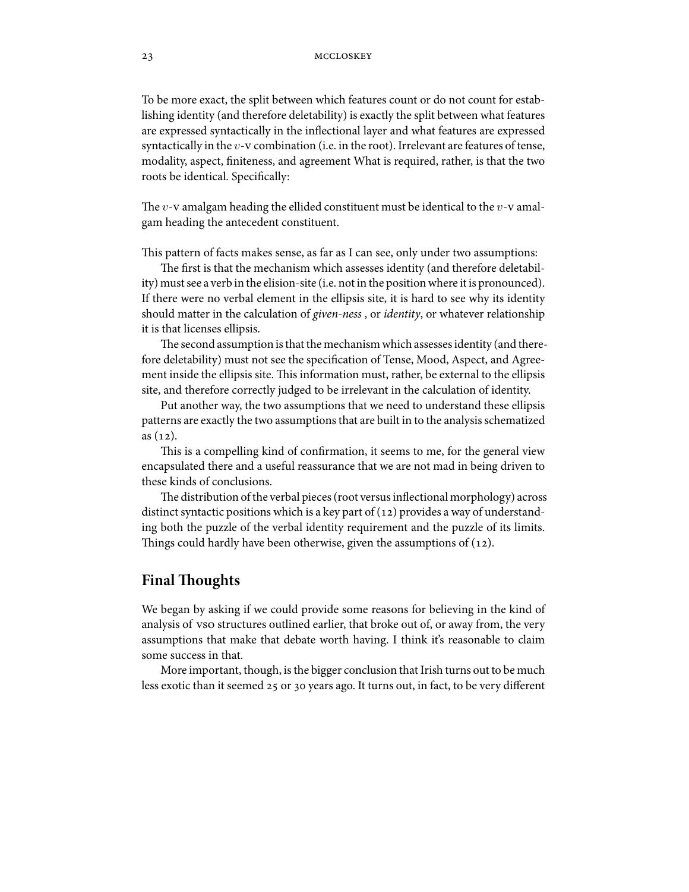To be more exact, the split between which features count or do not count for establishing identity (and therefore deletability) is exactly the split between what features are expressed syntactically in the inflectional layer and what features are expressed syntactically in the $v$-v combination (i.e. in the root). Irrelevant are features of tense, modality, aspect, finiteness, and agreement What is required, rather, is that the two roots be identical. Specifically:

The $v$-v amalgam heading the ellided constituent must be identical to the $v$-v amalgam heading the antecedent constituent.

This pattern of facts makes sense, as far as I can see, only under two assumptions:

The first is that the mechanism which assesses identity (and therefore deletability) must see a verb in the elision-site (i.e. not in the position where it is pronounced). If there were no verbal element in the ellipsis site, it is hard to see why its identity should matter in the calculation of *given-ness* , or *identity*, or whatever relationship it is that licenses ellipsis.

The second assumption is that the mechanism which assesses identity (and therefore deletability) must not see the specification of Tense, Mood, Aspect, and Agreement inside the ellipsis site. This information must, rather, be external to the ellipsis site, and therefore correctly judged to be irrelevant in the calculation of identity.

Put another way, the two assumptions that we need to understand these ellipsis patterns are exactly the two assumptions that are built in to the analysis schematized as (12).

This is a compelling kind of confirmation, it seems to me, for the general view encapsulated there and a useful reassurance that we are not mad in being driven to these kinds of conclusions.

The distribution of the verbal pieces (root versus inflectional morphology) across distinct syntactic positions which is a key part of (12) provides a way of understanding both the puzzle of the verbal identity requirement and the puzzle of its limits. Things could hardly have been otherwise, given the assumptions of (12).

## Final Thoughts

We began by asking if we could provide some reasons for believing in the kind of analysis of VSO structures outlined earlier, that broke out of, or away from, the very assumptions that make that debate worth having. I think it's reasonable to claim some success in that.

More important, though, is the bigger conclusion that Irish turns out to be much less exotic than it seemed 25 or 30 years ago. It turns out, in fact, to be very different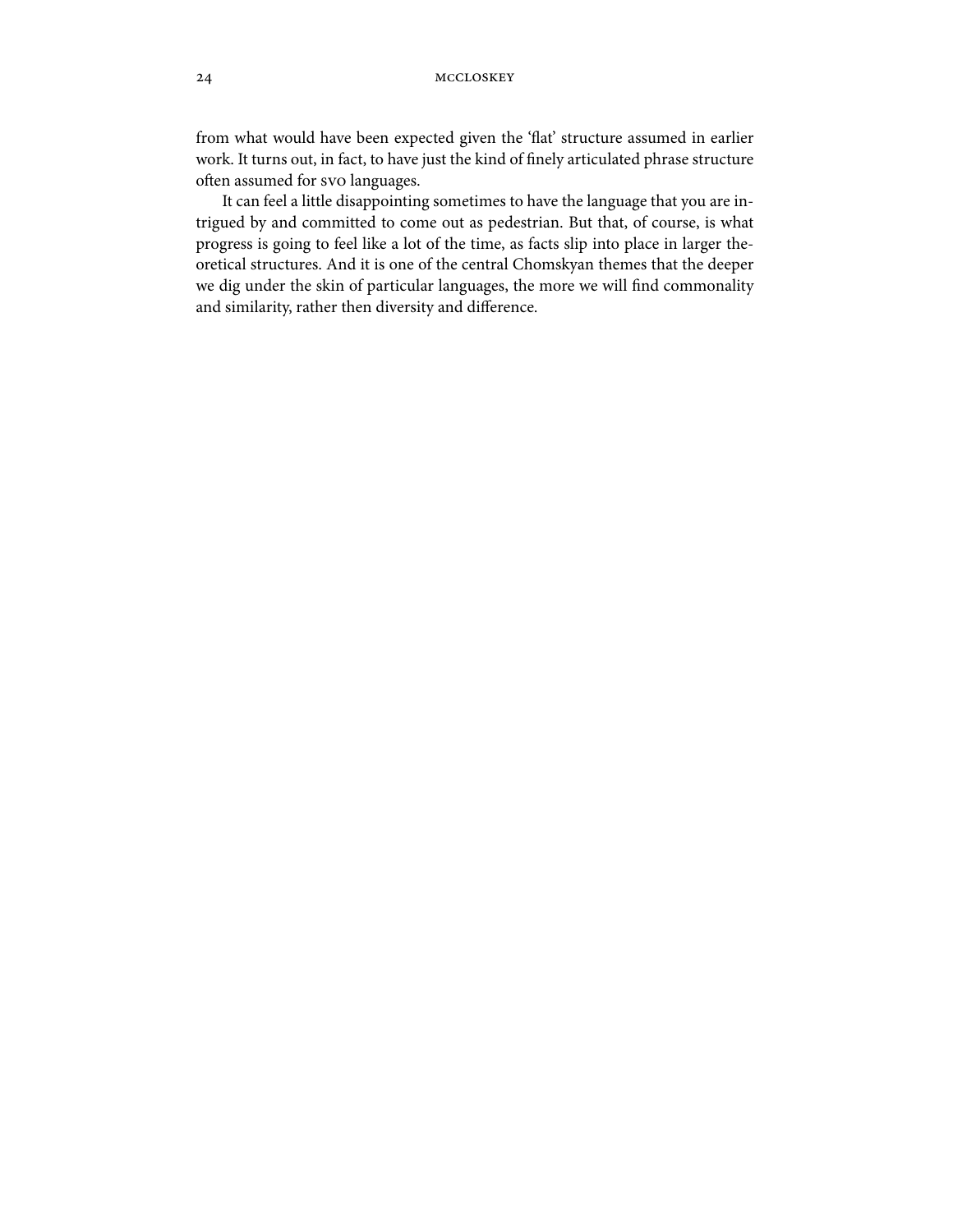from what would have been expected given the 'flat' structure assumed in earlier work. It turns out, in fact, to have just the kind of finely articulated phrase structure often assumed for SVO languages.

It can feel a little disappointing sometimes to have the language that you are intrigued by and committed to come out as pedestrian. But that, of course, is what progress is going to feel like a lot of the time, as facts slip into place in larger theoretical structures. And it is one of the central Chomskyan themes that the deeper we dig under the skin of particular languages, the more we will find commonality and similarity, rather then diversity and difference.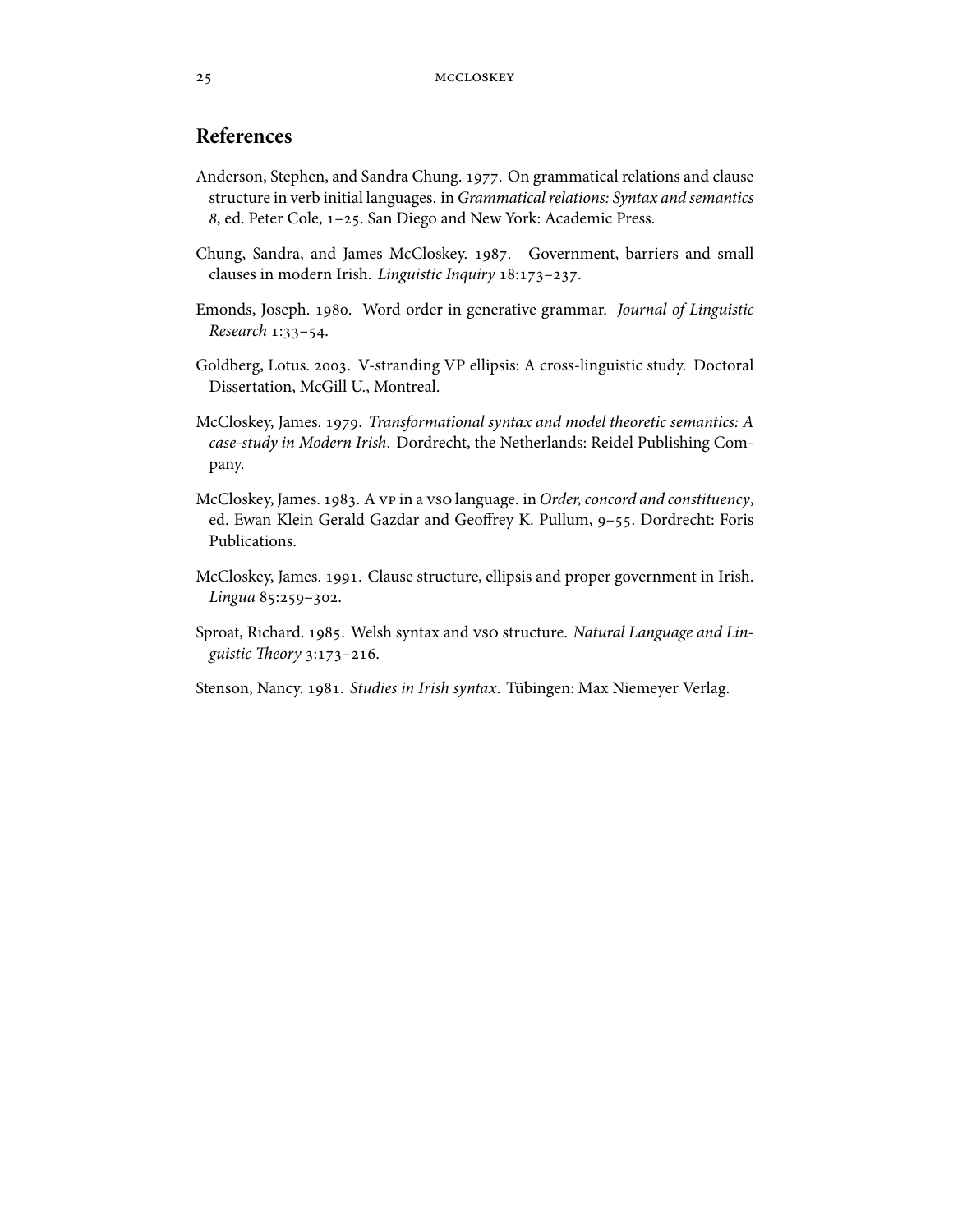## References

Anderson, Stephen, and Sandra Chung. 1977. On grammatical relations and clause structure in verb initial languages. in *Grammatical relations: Syntax and semantics 8*, ed. Peter Cole, 1–25. San Diego and New York: Academic Press.

Chung, Sandra, and James McCloskey. 1987. Government, barriers and small clauses in modern Irish. *Linguistic Inquiry* 18:173–237.

Emonds, Joseph. 1980. Word order in generative grammar. *Journal of Linguistic Research* 1:33–54.

Goldberg, Lotus. 2003. V-stranding VP ellipsis: A cross-linguistic study. Doctoral Dissertation, McGill U., Montreal.

McCloskey, James. 1979. *Transformational syntax and model theoretic semantics: A case-study in Modern Irish*. Dordrecht, the Netherlands: Reidel Publishing Company.

McCloskey, James. 1983. A VP in a VSO language. in *Order, concord and constituency*, ed. Ewan Klein Gerald Gazdar and Geoffrey K. Pullum, 9–55. Dordrecht: Foris Publications.

McCloskey, James. 1991. Clause structure, ellipsis and proper government in Irish. *Lingua* 85:259–302.

Sproat, Richard. 1985. Welsh syntax and VSO structure. *Natural Language and Linguistic Theory* 3:173–216.

Stenson, Nancy. 1981. *Studies in Irish syntax*. Tübingen: Max Niemeyer Verlag.